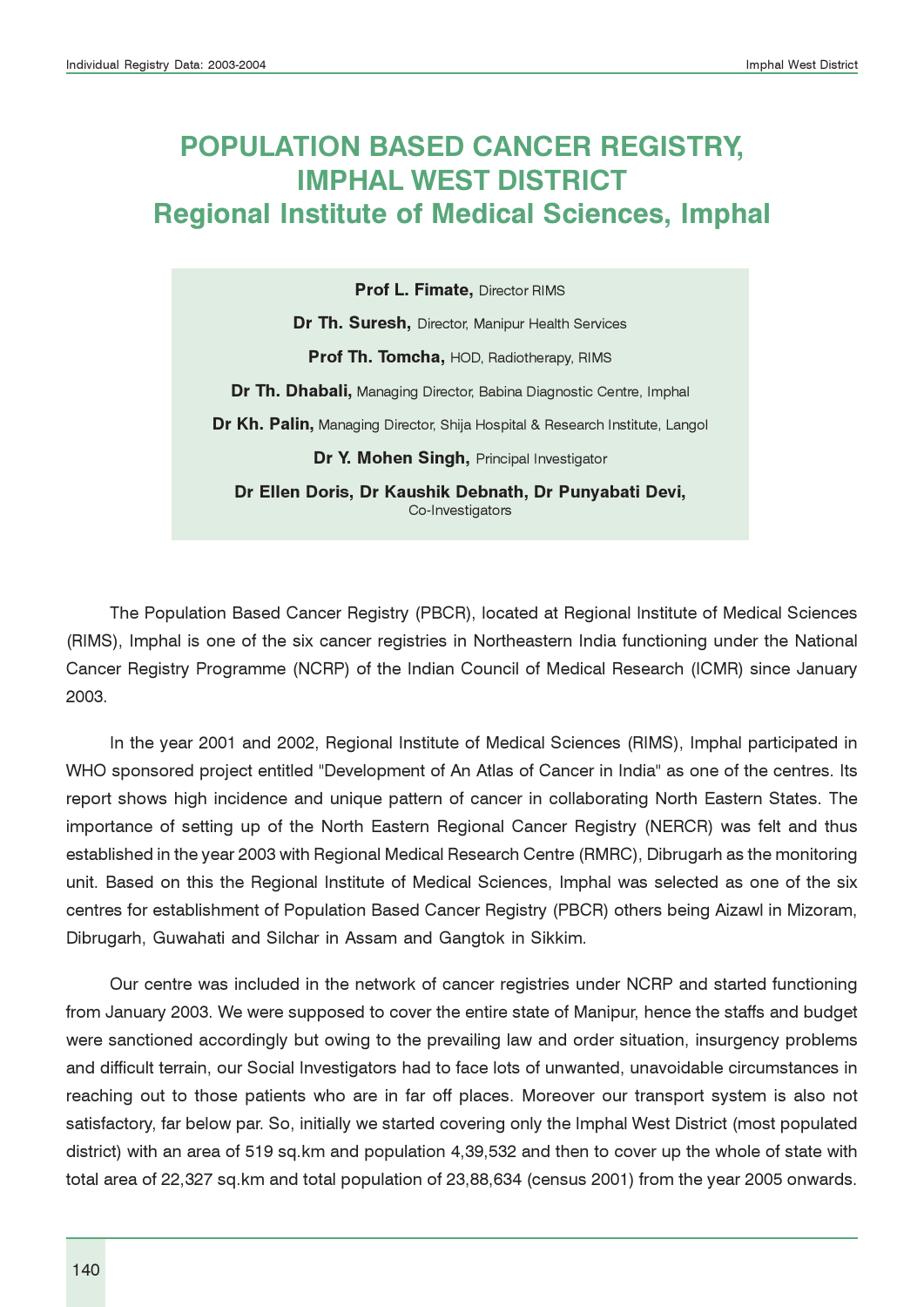# POPULATION BASED CANCER REGISTRY, IMPHAL WEST DISTRICT

## Regional Institute of Medical Sciences, Imphal

**Prof L. Fimate,** Director RIMS

**Dr Th. Suresh,** Director, Manipur Health Services

**Prof Th. Tomcha,** HOD, Radiotherapy, RIMS

**Dr Th. Dhabali,** Managing Director, Babina Diagnostic Centre, Imphal

**Dr Kh. Palin,** Managing Director, Shija Hospital & Research Institute, Langol

**Dr Y. Mohen Singh,** Principal Investigator

**Dr Ellen Doris, Dr Kaushik Debnath, Dr Punyabati Devi,**
Co-Investigators

The Population Based Cancer Registry (PBCR), located at Regional Institute of Medical Sciences (RIMS), Imphal is one of the six cancer registries in Northeastern India functioning under the National Cancer Registry Programme (NCRP) of the Indian Council of Medical Research (ICMR) since January 2003.

In the year 2001 and 2002, Regional Institute of Medical Sciences (RIMS), Imphal participated in WHO sponsored project entitled "Development of An Atlas of Cancer in India" as one of the centres. Its report shows high incidence and unique pattern of cancer in collaborating North Eastern States. The importance of setting up of the North Eastern Regional Cancer Registry (NERCR) was felt and thus established in the year 2003 with Regional Medical Research Centre (RMRC), Dibrugarh as the monitoring unit. Based on this the Regional Institute of Medical Sciences, Imphal was selected as one of the six centres for establishment of Population Based Cancer Registry (PBCR) others being Aizawl in Mizoram, Dibrugarh, Guwahati and Silchar in Assam and Gangtok in Sikkim.

Our centre was included in the network of cancer registries under NCRP and started functioning from January 2003. We were supposed to cover the entire state of Manipur, hence the staffs and budget were sanctioned accordingly but owing to the prevailing law and order situation, insurgency problems and difficult terrain, our Social Investigators had to face lots of unwanted, unavoidable circumstances in reaching out to those patients who are in far off places. Moreover our transport system is also not satisfactory, far below par. So, initially we started covering only the Imphal West District (most populated district) with an area of 519 sq.km and population 4,39,532 and then to cover up the whole of state with total area of 22,327 sq.km and total population of 23,88,634 (census 2001) from the year 2005 onwards.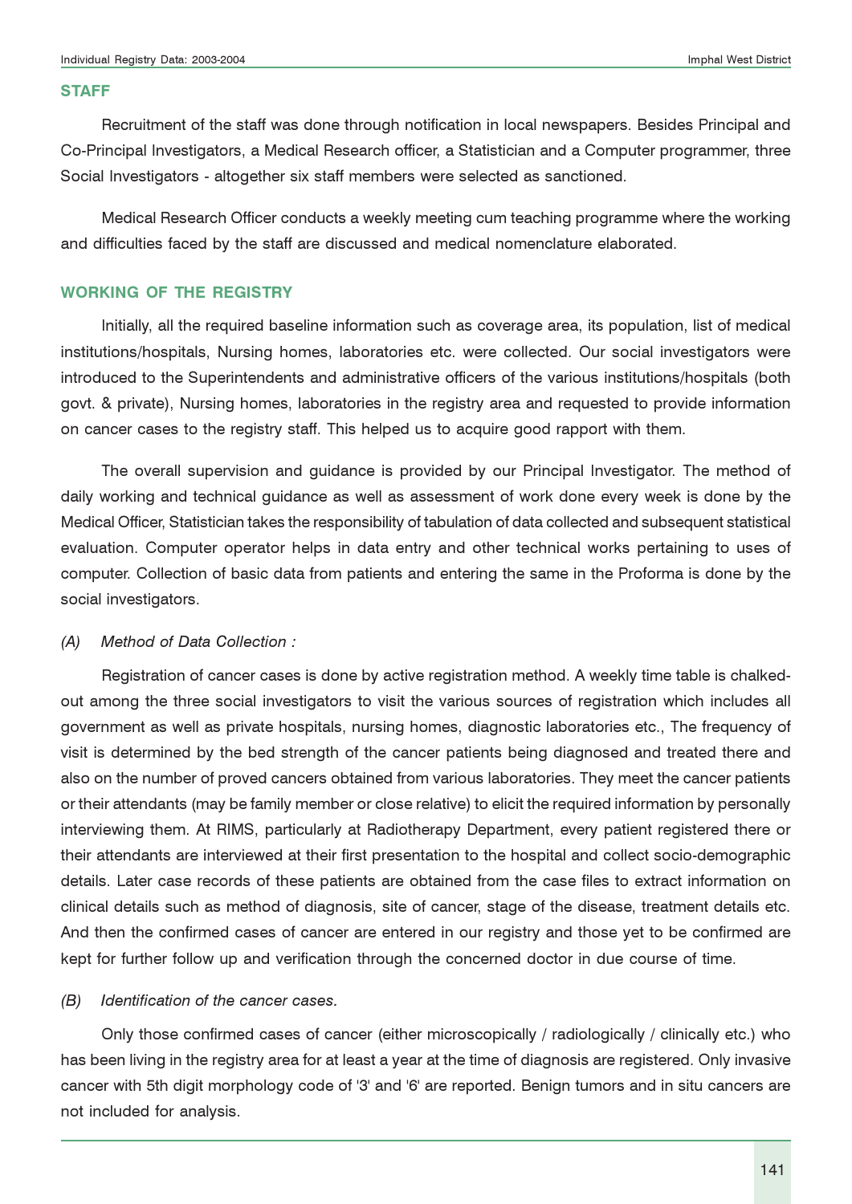## STAFF

Recruitment of the staff was done through notification in local newspapers. Besides Principal and Co-Principal Investigators, a Medical Research officer, a Statistician and a Computer programmer, three Social Investigators - altogether six staff members were selected as sanctioned.

Medical Research Officer conducts a weekly meeting cum teaching programme where the working and difficulties faced by the staff are discussed and medical nomenclature elaborated.

## WORKING OF THE REGISTRY

Initially, all the required baseline information such as coverage area, its population, list of medical institutions/hospitals, Nursing homes, laboratories etc. were collected. Our social investigators were introduced to the Superintendents and administrative officers of the various institutions/hospitals (both govt. & private), Nursing homes, laboratories in the registry area and requested to provide information on cancer cases to the registry staff. This helped us to acquire good rapport with them.

The overall supervision and guidance is provided by our Principal Investigator. The method of daily working and technical guidance as well as assessment of work done every week is done by the Medical Officer, Statistician takes the responsibility of tabulation of data collected and subsequent statistical evaluation. Computer operator helps in data entry and other technical works pertaining to uses of computer. Collection of basic data from patients and entering the same in the Proforma is done by the social investigators.

*(A) Method of Data Collection :*

Registration of cancer cases is done by active registration method. A weekly time table is chalked-out among the three social investigators to visit the various sources of registration which includes all government as well as private hospitals, nursing homes, diagnostic laboratories etc., The frequency of visit is determined by the bed strength of the cancer patients being diagnosed and treated there and also on the number of proved cancers obtained from various laboratories. They meet the cancer patients or their attendants (may be family member or close relative) to elicit the required information by personally interviewing them. At RIMS, particularly at Radiotherapy Department, every patient registered there or their attendants are interviewed at their first presentation to the hospital and collect socio-demographic details. Later case records of these patients are obtained from the case files to extract information on clinical details such as method of diagnosis, site of cancer, stage of the disease, treatment details etc. And then the confirmed cases of cancer are entered in our registry and those yet to be confirmed are kept for further follow up and verification through the concerned doctor in due course of time.

*(B) Identification of the cancer cases.*

Only those confirmed cases of cancer (either microscopically / radiologically / clinically etc.) who has been living in the registry area for at least a year at the time of diagnosis are registered. Only invasive cancer with 5th digit morphology code of '3' and '6' are reported. Benign tumors and in situ cancers are not included for analysis.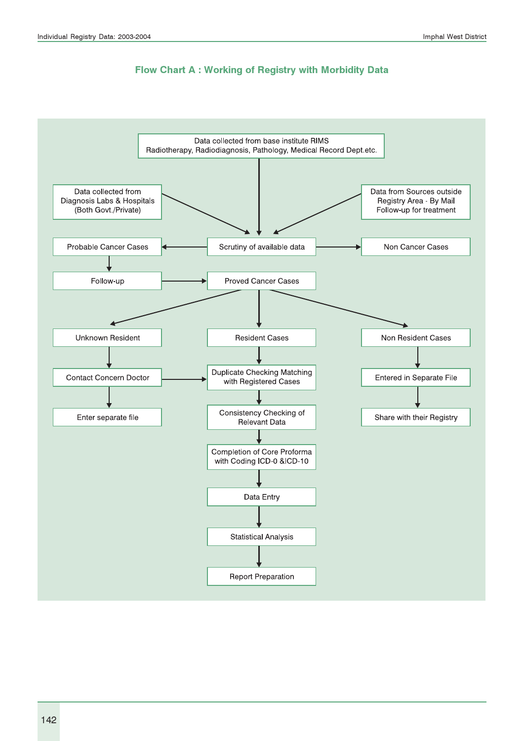## Flow Chart A : Working of Registry with Morbidity Data

- Data collected from base institute RIMS Radiotherapy, Radiodiagnosis, Pathology, Medical Record Dept.etc. → Scrutiny of available data
- Data collected from Diagnosis Labs & Hospitals (Both Govt./Private) → Scrutiny of available data
- Data from Sources outside Registry Area - By Mail Follow-up for treatment → Scrutiny of available data

Scrutiny of available data → Probable Cancer Cases
Scrutiny of available data → Non Cancer Cases

Probable Cancer Cases → Follow-up → Proved Cancer Cases

Proved Cancer Cases → Unknown Resident
Proved Cancer Cases → Resident Cases
Proved Cancer Cases → Non Resident Cases

Unknown Resident → Contact Concern Doctor
Contact Concern Doctor → Duplicate Checking Matching with Registered Cases
Contact Concern Doctor → Enter separate file

Resident Cases → Duplicate Checking Matching with Registered Cases → Consistency Checking of Relevant Data → Completion of Core Proforma with Coding ICD-0 &ICD-10 → Data Entry → Statistical Analysis → Report Preparation

Non Resident Cases → Entered in Separate File → Share with their Registry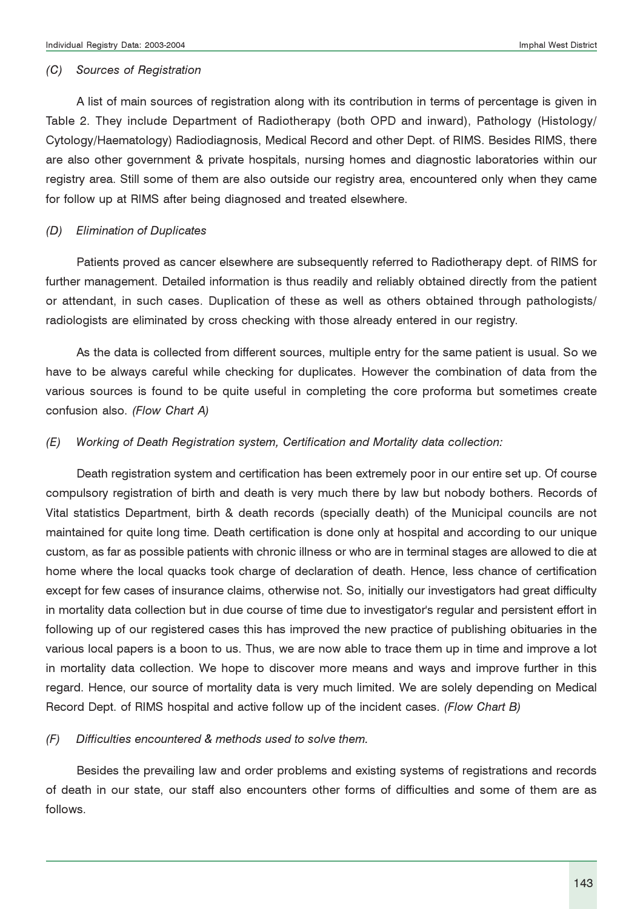*(C) Sources of Registration*

A list of main sources of registration along with its contribution in terms of percentage is given in Table 2. They include Department of Radiotherapy (both OPD and inward), Pathology (Histology/ Cytology/Haematology) Radiodiagnosis, Medical Record and other Dept. of RIMS. Besides RIMS, there are also other government & private hospitals, nursing homes and diagnostic laboratories within our registry area. Still some of them are also outside our registry area, encountered only when they came for follow up at RIMS after being diagnosed and treated elsewhere.

*(D) Elimination of Duplicates*

Patients proved as cancer elsewhere are subsequently referred to Radiotherapy dept. of RIMS for further management. Detailed information is thus readily and reliably obtained directly from the patient or attendant, in such cases. Duplication of these as well as others obtained through pathologists/ radiologists are eliminated by cross checking with those already entered in our registry.

As the data is collected from different sources, multiple entry for the same patient is usual. So we have to be always careful while checking for duplicates. However the combination of data from the various sources is found to be quite useful in completing the core proforma but sometimes create confusion also. *(Flow Chart A)*

*(E) Working of Death Registration system, Certification and Mortality data collection:*

Death registration system and certification has been extremely poor in our entire set up. Of course compulsory registration of birth and death is very much there by law but nobody bothers. Records of Vital statistics Department, birth & death records (specially death) of the Municipal councils are not maintained for quite long time. Death certification is done only at hospital and according to our unique custom, as far as possible patients with chronic illness or who are in terminal stages are allowed to die at home where the local quacks took charge of declaration of death. Hence, less chance of certification except for few cases of insurance claims, otherwise not. So, initially our investigators had great difficulty in mortality data collection but in due course of time due to investigator's regular and persistent effort in following up of our registered cases this has improved the new practice of publishing obituaries in the various local papers is a boon to us. Thus, we are now able to trace them up in time and improve a lot in mortality data collection. We hope to discover more means and ways and improve further in this regard. Hence, our source of mortality data is very much limited. We are solely depending on Medical Record Dept. of RIMS hospital and active follow up of the incident cases. *(Flow Chart B)*

*(F) Difficulties encountered & methods used to solve them.*

Besides the prevailing law and order problems and existing systems of registrations and records of death in our state, our staff also encounters other forms of difficulties and some of them are as follows.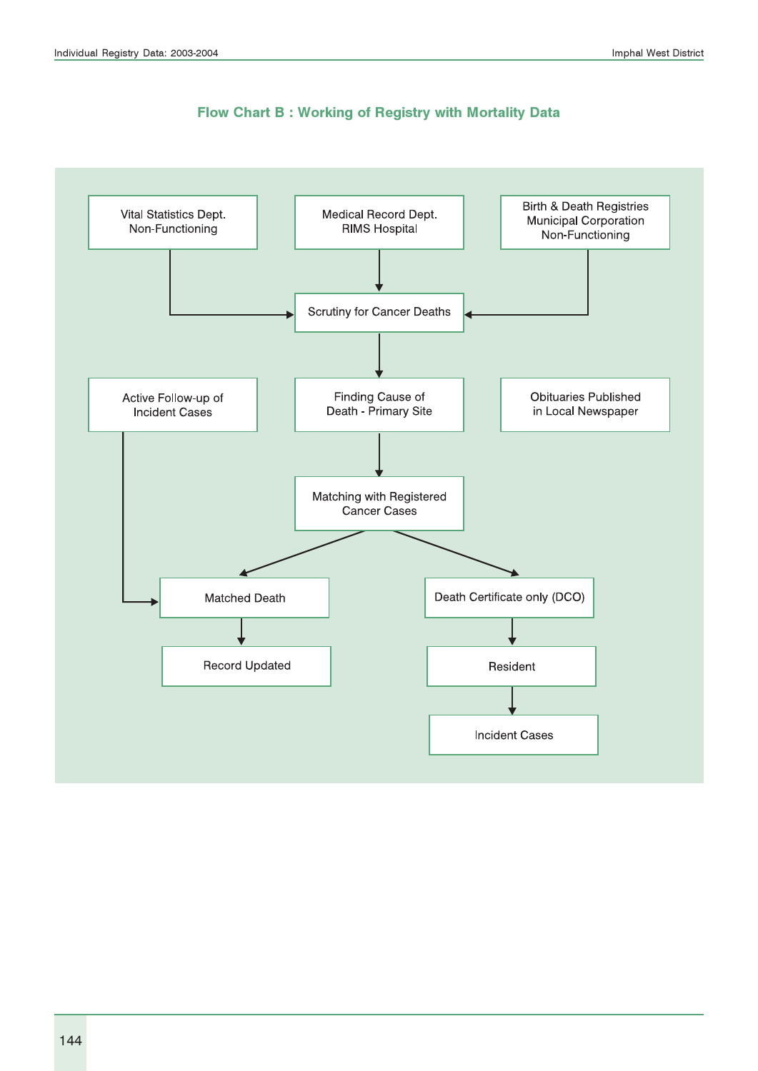## Flow Chart B : Working of Registry with Mortality Data

Vital Statistics Dept. Non-Functioning

Medical Record Dept. RIMS Hospital

Birth & Death Registries Municipal Corporation Non-Functioning

Scrutiny for Cancer Deaths

Active Follow-up of Incident Cases

Finding Cause of Death - Primary Site

Obituaries Published in Local Newspaper

Matching with Registered Cancer Cases

Matched Death

Death Certificate only (DCO)

Record Updated

Resident

Incident Cases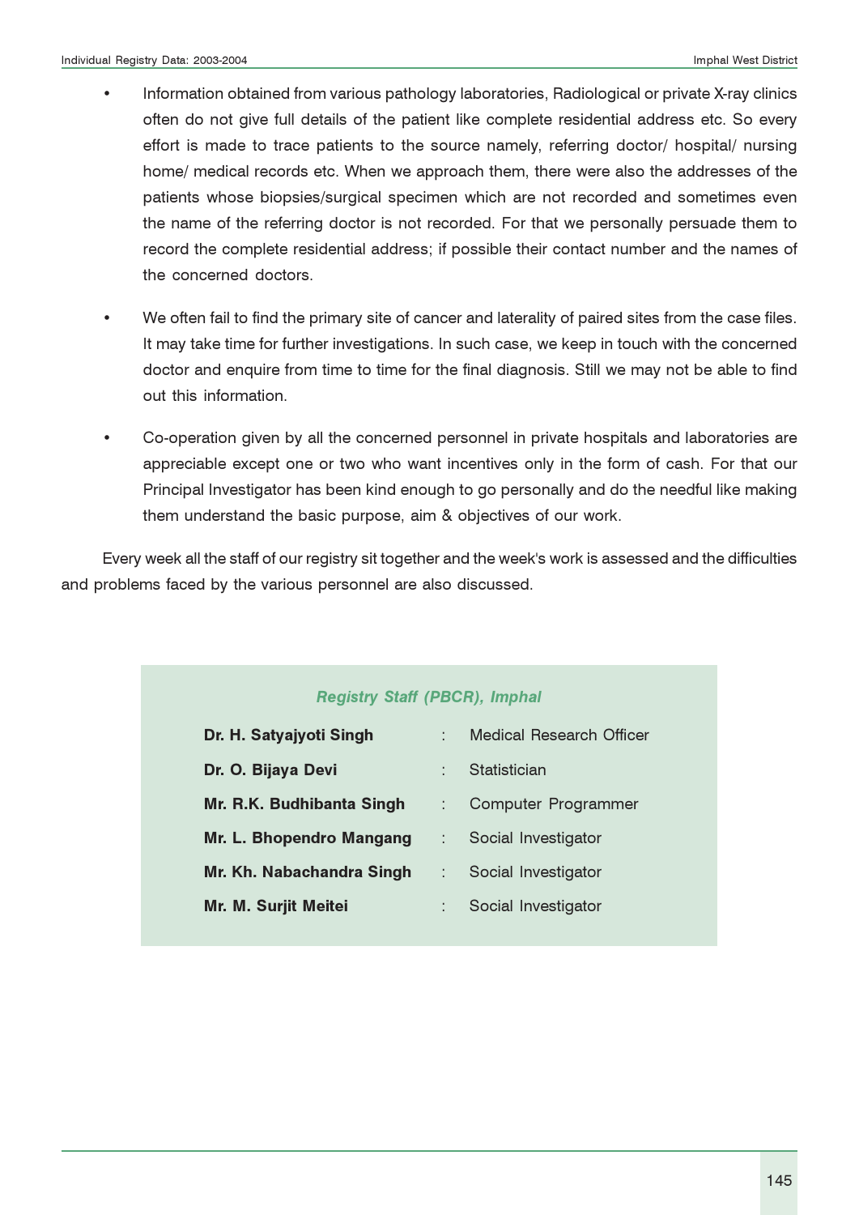- Information obtained from various pathology laboratories, Radiological or private X-ray clinics often do not give full details of the patient like complete residential address etc. So every effort is made to trace patients to the source namely, referring doctor/ hospital/ nursing home/ medical records etc. When we approach them, there were also the addresses of the patients whose biopsies/surgical specimen which are not recorded and sometimes even the name of the referring doctor is not recorded. For that we personally persuade them to record the complete residential address; if possible their contact number and the names of the concerned doctors.

- We often fail to find the primary site of cancer and laterality of paired sites from the case files. It may take time for further investigations. In such case, we keep in touch with the concerned doctor and enquire from time to time for the final diagnosis. Still we may not be able to find out this information.

- Co-operation given by all the concerned personnel in private hospitals and laboratories are appreciable except one or two who want incentives only in the form of cash. For that our Principal Investigator has been kind enough to go personally and do the needful like making them understand the basic purpose, aim & objectives of our work.

Every week all the staff of our registry sit together and the week's work is assessed and the difficulties and problems faced by the various personnel are also discussed.

***Registry Staff (PBCR), Imphal***

| | | |
|---|---|---|
| **Dr. H. Satyajyoti Singh** | : | Medical Research Officer |
| **Dr. O. Bijaya Devi** | : | Statistician |
| **Mr. R.K. Budhibanta Singh** | : | Computer Programmer |
| **Mr. L. Bhopendro Mangang** | : | Social Investigator |
| **Mr. Kh. Nabachandra Singh** | : | Social Investigator |
| **Mr. M. Surjit Meitei** | : | Social Investigator |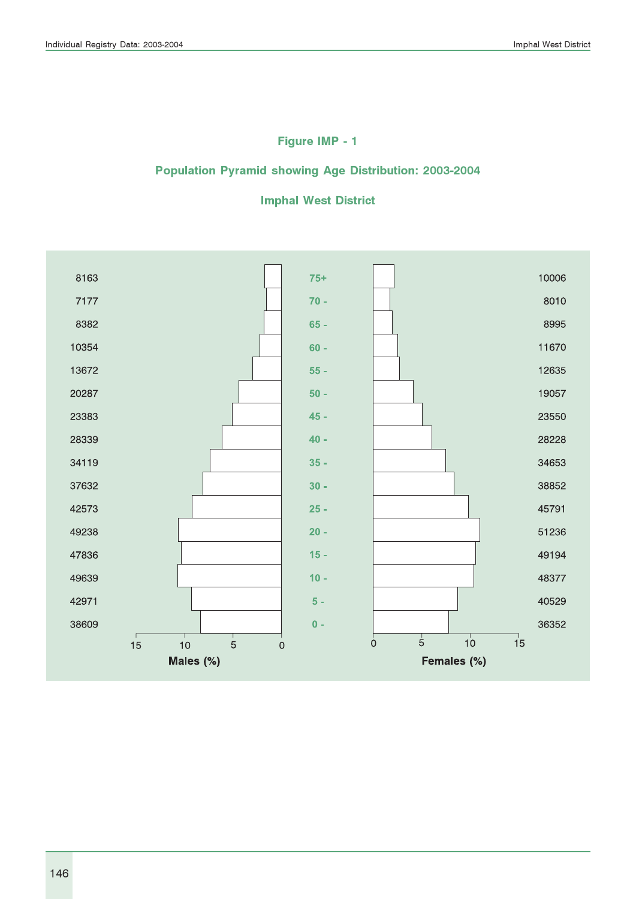### Figure IMP - 1

### Population Pyramid showing Age Distribution: 2003-2004

### Imphal West District

| Males | Age | Females |
|---|---|---|
| 8163 | 75+ | 10006 |
| 7177 | 70 - | 8010 |
| 8382 | 65 - | 8995 |
| 10354 | 60 - | 11670 |
| 13672 | 55 - | 12635 |
| 20287 | 50 - | 19057 |
| 23383 | 45 - | 23550 |
| 28339 | 40 - | 28228 |
| 34119 | 35 - | 34653 |
| 37632 | 30 - | 38852 |
| 42573 | 25 - | 45791 |
| 49238 | 20 - | 51236 |
| 47836 | 15 - | 49194 |
| 49639 | 10 - | 48377 |
| 42971 | 5 - | 40529 |
| 38609 | 0 - | 36352 |

Males (%) — Females (%)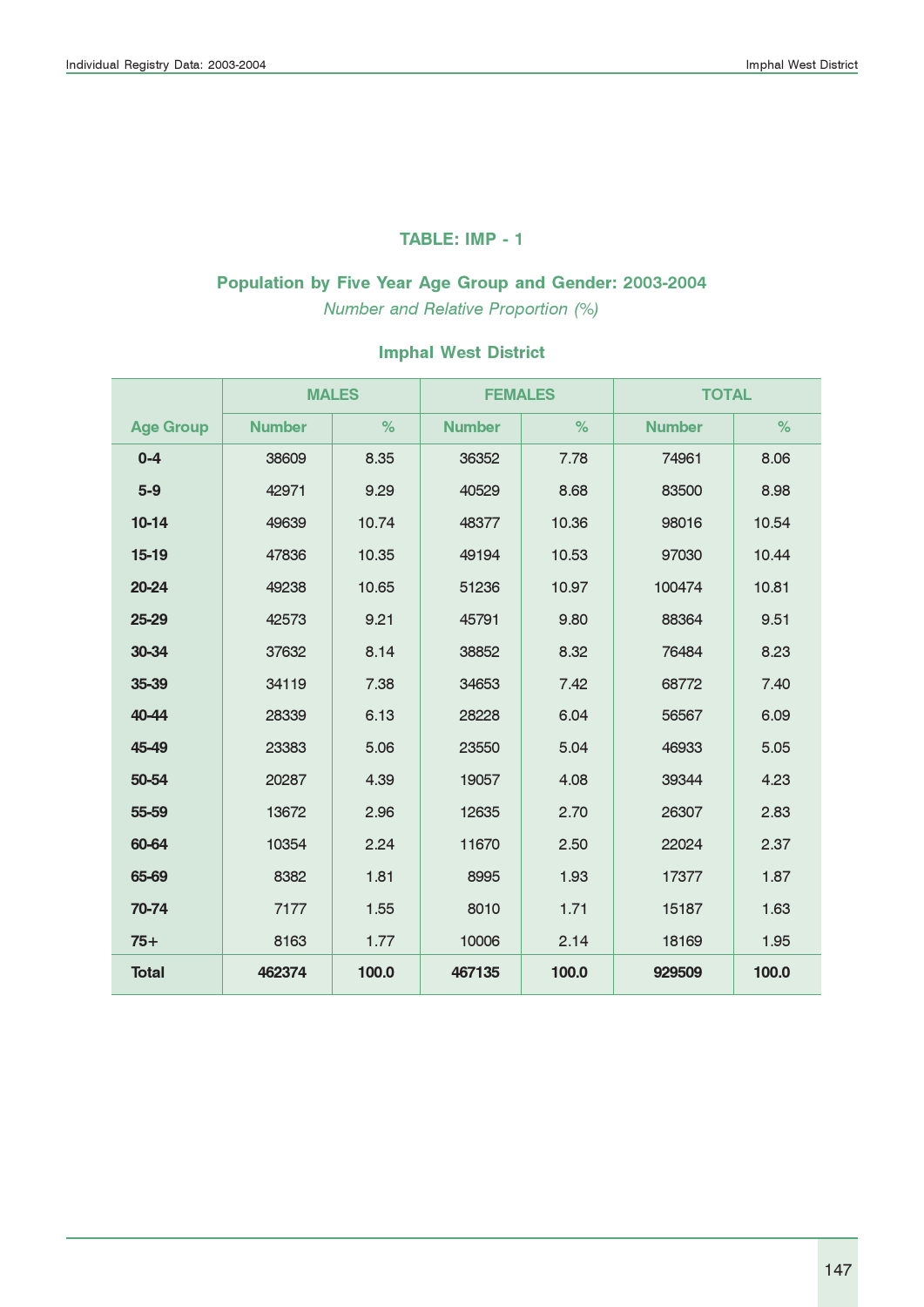## TABLE: IMP - 1

### Population by Five Year Age Group and Gender: 2003-2004

*Number and Relative Proportion (%)*

### Imphal West District

| Age Group | MALES | | FEMALES | | TOTAL | |
|---|---|---|---|---|---|---|
| | Number | % | Number | % | Number | % |
| 0-4 | 38609 | 8.35 | 36352 | 7.78 | 74961 | 8.06 |
| 5-9 | 42971 | 9.29 | 40529 | 8.68 | 83500 | 8.98 |
| 10-14 | 49639 | 10.74 | 48377 | 10.36 | 98016 | 10.54 |
| 15-19 | 47836 | 10.35 | 49194 | 10.53 | 97030 | 10.44 |
| 20-24 | 49238 | 10.65 | 51236 | 10.97 | 100474 | 10.81 |
| 25-29 | 42573 | 9.21 | 45791 | 9.80 | 88364 | 9.51 |
| 30-34 | 37632 | 8.14 | 38852 | 8.32 | 76484 | 8.23 |
| 35-39 | 34119 | 7.38 | 34653 | 7.42 | 68772 | 7.40 |
| 40-44 | 28339 | 6.13 | 28228 | 6.04 | 56567 | 6.09 |
| 45-49 | 23383 | 5.06 | 23550 | 5.04 | 46933 | 5.05 |
| 50-54 | 20287 | 4.39 | 19057 | 4.08 | 39344 | 4.23 |
| 55-59 | 13672 | 2.96 | 12635 | 2.70 | 26307 | 2.83 |
| 60-64 | 10354 | 2.24 | 11670 | 2.50 | 22024 | 2.37 |
| 65-69 | 8382 | 1.81 | 8995 | 1.93 | 17377 | 1.87 |
| 70-74 | 7177 | 1.55 | 8010 | 1.71 | 15187 | 1.63 |
| 75+ | 8163 | 1.77 | 10006 | 2.14 | 18169 | 1.95 |
| **Total** | **462374** | **100.0** | **467135** | **100.0** | **929509** | **100.0** |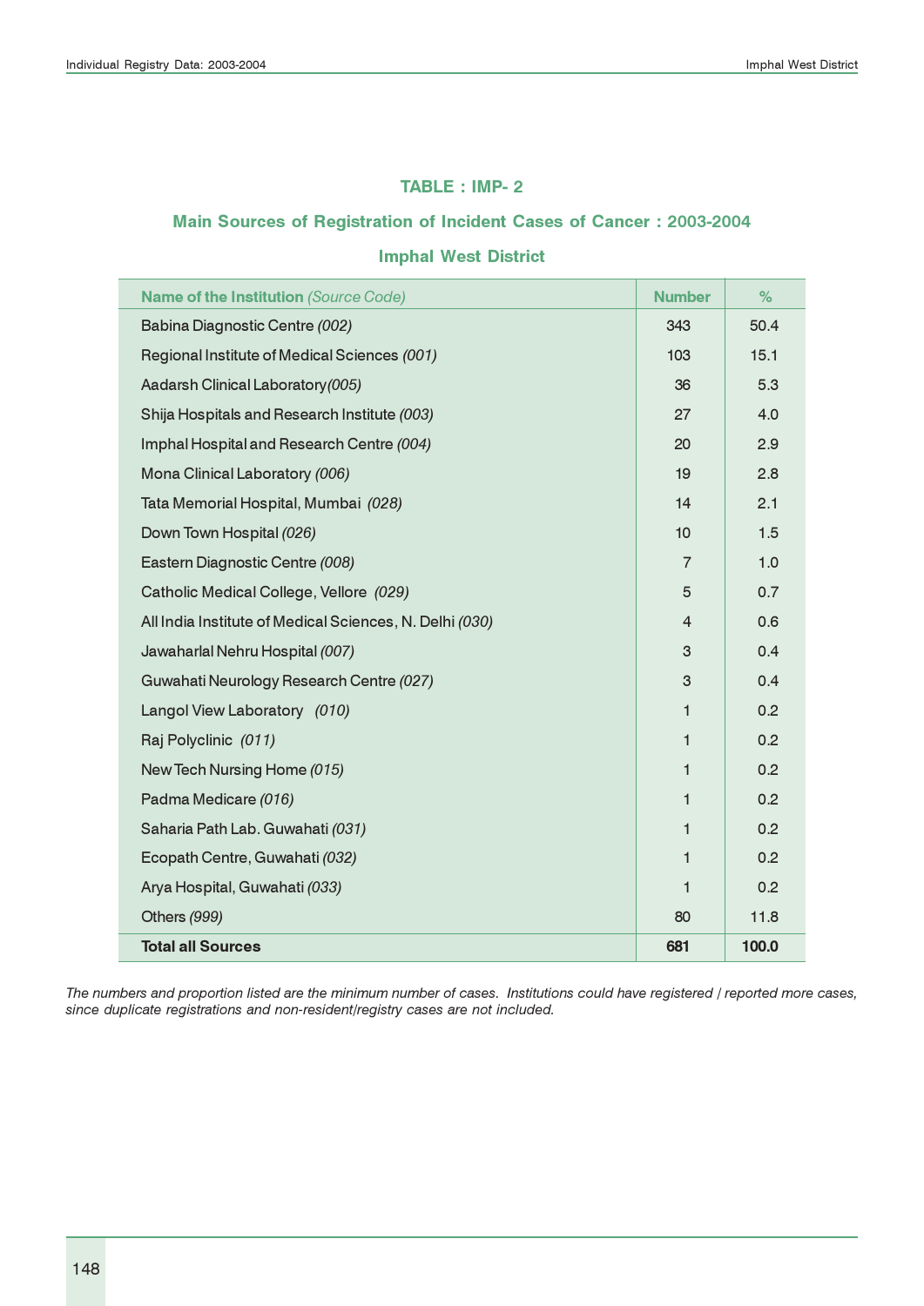## TABLE : IMP- 2

### Main Sources of Registration of Incident Cases of Cancer : 2003-2004

### Imphal West District

| Name of the Institution *(Source Code)* | Number | % |
|---|---|---|
| Babina Diagnostic Centre *(002)* | 343 | 50.4 |
| Regional Institute of Medical Sciences *(001)* | 103 | 15.1 |
| Aadarsh Clinical Laboratory *(005)* | 36 | 5.3 |
| Shija Hospitals and Research Institute *(003)* | 27 | 4.0 |
| Imphal Hospital and Research Centre *(004)* | 20 | 2.9 |
| Mona Clinical Laboratory *(006)* | 19 | 2.8 |
| Tata Memorial Hospital, Mumbai *(028)* | 14 | 2.1 |
| Down Town Hospital *(026)* | 10 | 1.5 |
| Eastern Diagnostic Centre *(008)* | 7 | 1.0 |
| Catholic Medical College, Vellore *(029)* | 5 | 0.7 |
| All India Institute of Medical Sciences, N. Delhi *(030)* | 4 | 0.6 |
| Jawaharlal Nehru Hospital *(007)* | 3 | 0.4 |
| Guwahati Neurology Research Centre *(027)* | 3 | 0.4 |
| Langol View Laboratory *(010)* | 1 | 0.2 |
| Raj Polyclinic *(011)* | 1 | 0.2 |
| New Tech Nursing Home *(015)* | 1 | 0.2 |
| Padma Medicare *(016)* | 1 | 0.2 |
| Saharia Path Lab. Guwahati *(031)* | 1 | 0.2 |
| Ecopath Centre, Guwahati *(032)* | 1 | 0.2 |
| Arya Hospital, Guwahati *(033)* | 1 | 0.2 |
| Others *(999)* | 80 | 11.8 |
| **Total all Sources** | **681** | **100.0** |

*The numbers and proportion listed are the minimum number of cases. Institutions could have registered / reported more cases, since duplicate registrations and non-resident/registry cases are not included.*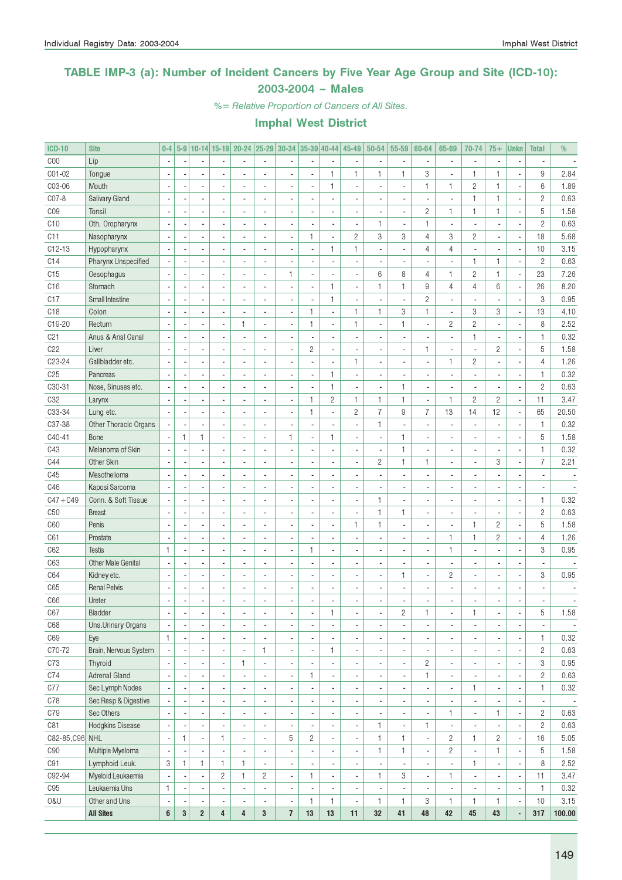## TABLE IMP-3 (a): Number of Incident Cancers by Five Year Age Group and Site (ICD-10): 2003-2004 – Males

*%= Relative Proportion of Cancers of All Sites.*

### Imphal West District

| ICD-10 | Site | 0-4 | 5-9 | 10-14 | 15-19 | 20-24 | 25-29 | 30-34 | 35-39 | 40-44 | 45-49 | 50-54 | 55-59 | 60-64 | 65-69 | 70-74 | 75+ | Unkn | Total | % |
|---|---|---|---|---|---|---|---|---|---|---|---|---|---|---|---|---|---|---|---|---|
| C00 | Lip | - | - | - | - | - | - | - | - | - | - | - | - | - | - | - | - | - | - | - |
| C01-02 | Tongue | - | - | - | - | - | - | - | - | 1 | 1 | 1 | 1 | 3 | - | 1 | 1 | - | 9 | 2.84 |
| C03-06 | Mouth | - | - | - | - | - | - | - | - | 1 | - | - | - | 1 | 1 | 2 | 1 | - | 6 | 1.89 |
| C07-8 | Salivary Gland | - | - | - | - | - | - | - | - | - | - | - | - | - | - | 1 | 1 | - | 2 | 0.63 |
| C09 | Tonsil | - | - | - | - | - | - | - | - | - | - | - | - | 2 | 1 | 1 | 1 | - | 5 | 1.58 |
| C10 | Oth. Oropharynx | - | - | - | - | - | - | - | - | - | - | 1 | - | 1 | - | - | - | - | 2 | 0.63 |
| C11 | Nasopharynx | - | - | - | - | - | - | - | 1 | - | 2 | 3 | 3 | 4 | 3 | 2 | - | - | 18 | 5.68 |
| C12-13 | Hypopharynx | - | - | - | - | - | - | - | - | 1 | 1 | - | - | 4 | 4 | - | - | - | 10 | 3.15 |
| C14 | Pharynx Unspecified | - | - | - | - | - | - | - | - | - | - | - | - | - | - | 1 | 1 | - | 2 | 0.63 |
| C15 | Oesophagus | - | - | - | - | - | - | 1 | - | - | - | 6 | 8 | 4 | 1 | 2 | 1 | - | 23 | 7.26 |
| C16 | Stomach | - | - | - | - | - | - | - | - | 1 | - | 1 | 1 | 9 | 4 | 4 | 6 | - | 26 | 8.20 |
| C17 | Small Intestine | - | - | - | - | - | - | - | - | 1 | - | - | - | 2 | - | - | - | - | 3 | 0.95 |
| C18 | Colon | - | - | - | - | - | - | - | 1 | - | 1 | 1 | 3 | 1 | - | 3 | 3 | - | 13 | 4.10 |
| C19-20 | Rectum | - | - | - | - | 1 | - | - | 1 | - | 1 | - | 1 | - | 2 | 2 | - | - | 8 | 2.52 |
| C21 | Anus & Anal Canal | - | - | - | - | - | - | - | - | - | - | - | - | - | - | 1 | - | - | 1 | 0.32 |
| C22 | Liver | - | - | - | - | - | - | - | 2 | - | - | - | - | 1 | - | - | 2 | - | 5 | 1.58 |
| C23-24 | Gallbladder etc. | - | - | - | - | - | - | - | - | - | 1 | - | - | - | 1 | 2 | - | - | 4 | 1.26 |
| C25 | Pancreas | - | - | - | - | - | - | - | - | 1 | - | - | - | - | - | - | - | - | 1 | 0.32 |
| C30-31 | Nose, Sinuses etc. | - | - | - | - | - | - | - | - | 1 | - | - | 1 | - | - | - | - | - | 2 | 0.63 |
| C32 | Larynx | - | - | - | - | - | - | - | 1 | 2 | 1 | 1 | 1 | - | 1 | 2 | 2 | - | 11 | 3.47 |
| C33-34 | Lung etc. | - | - | - | - | - | - | - | 1 | - | 2 | 7 | 9 | 7 | 13 | 14 | 12 | - | 65 | 20.50 |
| C37-38 | Other Thoracic Organs | - | - | - | - | - | - | - | - | - | - | 1 | - | - | - | - | - | - | 1 | 0.32 |
| C40-41 | Bone | - | 1 | 1 | - | - | - | 1 | - | 1 | - | - | 1 | - | - | - | - | - | 5 | 1.58 |
| C43 | Melanoma of Skin | - | - | - | - | - | - | - | - | - | - | - | 1 | - | - | - | - | - | 1 | 0.32 |
| C44 | Other Skin | - | - | - | - | - | - | - | - | - | - | 2 | 1 | 1 | - | - | 3 | - | 7 | 2.21 |
| C45 | Mesothelioma | - | - | - | - | - | - | - | - | - | - | - | - | - | - | - | - | - | - | - |
| C46 | Kaposi Sarcoma | - | - | - | - | - | - | - | - | - | - | - | - | - | - | - | - | - | - | - |
| C47+C49 | Conn. & Soft Tissue | - | - | - | - | - | - | - | - | - | - | 1 | - | - | - | - | - | - | 1 | 0.32 |
| C50 | Breast | - | - | - | - | - | - | - | - | - | - | 1 | 1 | - | - | - | - | - | 2 | 0.63 |
| C60 | Penis | - | - | - | - | - | - | - | - | - | 1 | 1 | - | - | - | 1 | 2 | - | 5 | 1.58 |
| C61 | Prostate | - | - | - | - | - | - | - | - | - | - | - | - | - | 1 | 1 | 2 | - | 4 | 1.26 |
| C62 | Testis | 1 | - | - | - | - | - | - | 1 | - | - | - | - | - | 1 | - | - | - | 3 | 0.95 |
| C63 | Other Male Genital | - | - | - | - | - | - | - | - | - | - | - | - | - | - | - | - | - | - | - |
| C64 | Kidney etc. | - | - | - | - | - | - | - | - | - | - | - | 1 | - | 2 | - | - | - | 3 | 0.95 |
| C65 | Renal Pelvis | - | - | - | - | - | - | - | - | - | - | - | - | - | - | - | - | - | - | - |
| C66 | Ureter | - | - | - | - | - | - | - | - | - | - | - | - | - | - | - | - | - | - | - |
| C67 | Bladder | - | - | - | - | - | - | - | - | 1 | - | - | 2 | 1 | - | 1 | - | - | 5 | 1.58 |
| C68 | Uns.Urinary Organs | - | - | - | - | - | - | - | - | - | - | - | - | - | - | - | - | - | - | - |
| C69 | Eye | 1 | - | - | - | - | - | - | - | - | - | - | - | - | - | - | - | - | 1 | 0.32 |
| C70-72 | Brain, Nervous System | - | - | - | - | - | 1 | - | - | 1 | - | - | - | - | - | - | - | - | 2 | 0.63 |
| C73 | Thyroid | - | - | - | - | 1 | - | - | - | - | - | - | - | 2 | - | - | - | - | 3 | 0.95 |
| C74 | Adrenal Gland | - | - | - | - | - | - | - | 1 | - | - | - | - | 1 | - | - | - | - | 2 | 0.63 |
| C77 | Sec Lymph Nodes | - | - | - | - | - | - | - | - | - | - | - | - | - | - | 1 | - | - | 1 | 0.32 |
| C78 | Sec Resp & Digestive | - | - | - | - | - | - | - | - | - | - | - | - | - | - | - | - | - | - | - |
| C79 | Sec Others | - | - | - | - | - | - | - | - | - | - | - | - | - | 1 | - | 1 | - | 2 | 0.63 |
| C81 | Hodgkins Disease | - | - | - | - | - | - | - | - | - | - | 1 | - | 1 | - | - | - | - | 2 | 0.63 |
| C82-85,C96 | NHL | - | 1 | - | 1 | - | - | 5 | 2 | - | - | 1 | 1 | - | 2 | 1 | 2 | - | 16 | 5.05 |
| C90 | Multiple Myeloma | - | - | - | - | - | - | - | - | - | - | 1 | 1 | - | 2 | - | 1 | - | 5 | 1.58 |
| C91 | Lymphoid Leuk. | 3 | 1 | 1 | 1 | 1 | - | - | - | - | - | - | - | - | - | 1 | - | - | 8 | 2.52 |
| C92-94 | Myeloid Leukaemia | - | - | - | 2 | 1 | 2 | - | 1 | - | - | 1 | 3 | - | 1 | - | - | - | 11 | 3.47 |
| C95 | Leukaemia Uns | 1 | - | - | - | - | - | - | - | - | - | - | - | - | - | - | - | - | 1 | 0.32 |
| O&U | Other and Uns | - | - | - | - | - | - | - | 1 | 1 | - | 1 | 1 | 3 | 1 | 1 | 1 | - | 10 | 3.15 |
| | **All Sites** | **6** | **3** | **2** | **4** | **4** | **3** | **7** | **13** | **13** | **11** | **32** | **41** | **48** | **42** | **45** | **43** | **-** | **317** | **100.00** |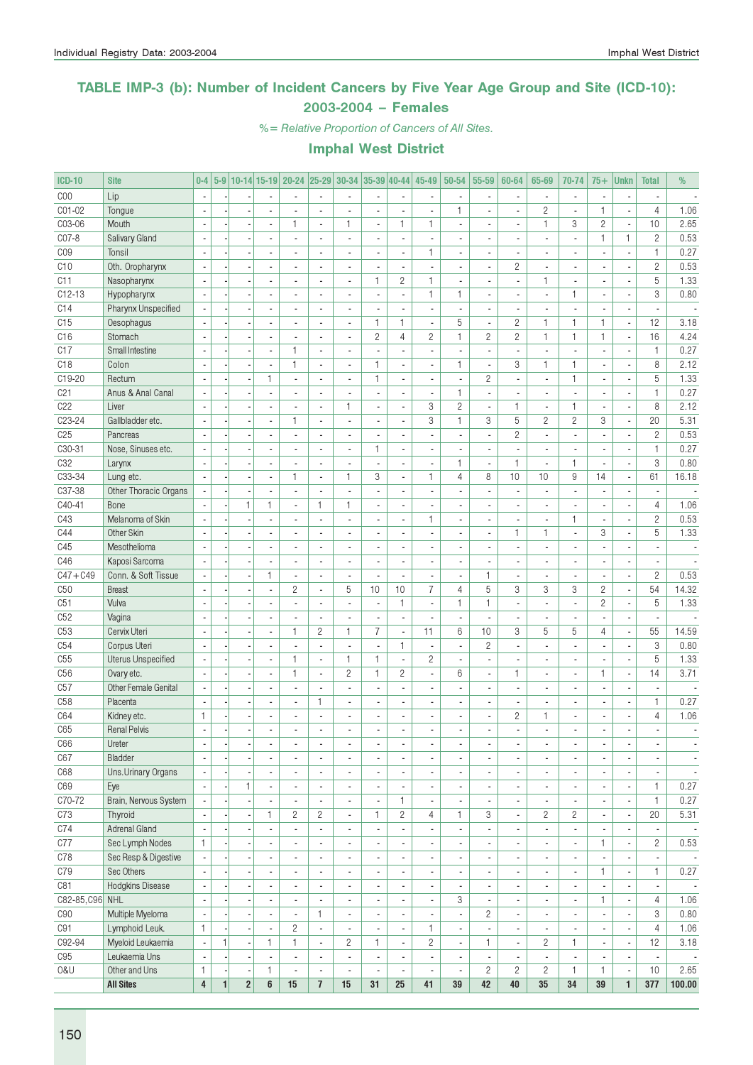## TABLE IMP-3 (b): Number of Incident Cancers by Five Year Age Group and Site (ICD-10): 2003-2004 – Females

*%= Relative Proportion of Cancers of All Sites.*

### Imphal West District

| ICD-10 | Site | 0-4 | 5-9 | 10-14 | 15-19 | 20-24 | 25-29 | 30-34 | 35-39 | 40-44 | 45-49 | 50-54 | 55-59 | 60-64 | 65-69 | 70-74 | 75+ | Unkn | Total | % |
|---|---|---|---|---|---|---|---|---|---|---|---|---|---|---|---|---|---|---|---|---|
| C00 | Lip | - | - | - | - | - | - | - | - | - | - | - | - | - | - | - | - | - | - | - |
| C01-02 | Tongue | - | - | - | - | - | - | - | - | - | - | 1 | - | - | 2 | - | 1 | - | 4 | 1.06 |
| C03-06 | Mouth | - | - | - | - | 1 | - | 1 | - | 1 | 1 | - | - | - | 1 | 3 | 2 | - | 10 | 2.65 |
| C07-8 | Salivary Gland | - | - | - | - | - | - | - | - | - | - | - | - | - | - | - | 1 | 1 | 2 | 0.53 |
| C09 | Tonsil | - | - | - | - | - | - | - | - | - | 1 | - | - | - | - | - | - | - | 1 | 0.27 |
| C10 | Oth. Oropharynx | - | - | - | - | - | - | - | - | - | - | - | - | 2 | - | - | - | - | 2 | 0.53 |
| C11 | Nasopharynx | - | - | - | - | - | - | - | 1 | 2 | 1 | - | - | - | 1 | - | - | - | 5 | 1.33 |
| C12-13 | Hypopharynx | - | - | - | - | - | - | - | - | - | 1 | 1 | - | - | - | 1 | - | - | 3 | 0.80 |
| C14 | Pharynx Unspecified | - | - | - | - | - | - | - | - | - | - | - | - | - | - | - | - | - | - | - |
| C15 | Oesophagus | - | - | - | - | - | - | - | 1 | 1 | - | 5 | - | 2 | 1 | 1 | 1 | - | 12 | 3.18 |
| C16 | Stomach | - | - | - | - | - | - | - | 2 | 4 | 2 | 1 | 2 | 2 | 1 | 1 | 1 | - | 16 | 4.24 |
| C17 | Small Intestine | - | - | - | - | 1 | - | - | - | - | - | - | - | - | - | - | - | - | 1 | 0.27 |
| C18 | Colon | - | - | - | - | 1 | - | - | 1 | - | - | 1 | - | 3 | 1 | 1 | - | - | 8 | 2.12 |
| C19-20 | Rectum | - | - | - | 1 | - | - | - | 1 | - | - | - | 2 | - | - | 1 | - | - | 5 | 1.33 |
| C21 | Anus & Anal Canal | - | - | - | - | - | - | - | - | - | - | 1 | - | - | - | - | - | - | 1 | 0.27 |
| C22 | Liver | - | - | - | - | - | - | 1 | - | - | 3 | 2 | - | 1 | - | 1 | - | - | 8 | 2.12 |
| C23-24 | Gallbladder etc. | - | - | - | - | 1 | - | - | - | - | 3 | 1 | 3 | 5 | 2 | 2 | 3 | - | 20 | 5.31 |
| C25 | Pancreas | - | - | - | - | - | - | - | - | - | - | - | - | 2 | - | - | - | - | 2 | 0.53 |
| C30-31 | Nose, Sinuses etc. | - | - | - | - | - | - | - | 1 | - | - | - | - | - | - | - | - | - | 1 | 0.27 |
| C32 | Larynx | - | - | - | - | - | - | - | - | - | - | 1 | - | 1 | - | 1 | - | - | 3 | 0.80 |
| C33-34 | Lung etc. | - | - | - | - | 1 | - | 1 | 3 | - | 1 | 4 | 8 | 10 | 10 | 9 | 14 | - | 61 | 16.18 |
| C37-38 | Other Thoracic Organs | - | - | - | - | - | - | - | - | - | - | - | - | - | - | - | - | - | - | - |
| C40-41 | Bone | - | - | 1 | 1 | - | 1 | 1 | - | - | - | - | - | - | - | - | - | - | 4 | 1.06 |
| C43 | Melanoma of Skin | - | - | - | - | - | - | - | - | - | 1 | - | - | - | - | 1 | - | - | 2 | 0.53 |
| C44 | Other Skin | - | - | - | - | - | - | - | - | - | - | - | - | 1 | 1 | - | 3 | - | 5 | 1.33 |
| C45 | Mesothelioma | - | - | - | - | - | - | - | - | - | - | - | - | - | - | - | - | - | - | - |
| C46 | Kaposi Sarcoma | - | - | - | - | - | - | - | - | - | - | - | - | - | - | - | - | - | - | - |
| C47+C49 | Conn. & Soft Tissue | - | - | - | 1 | - | - | - | - | - | - | - | 1 | - | - | - | - | - | 2 | 0.53 |
| C50 | Breast | - | - | - | - | 2 | - | 5 | 10 | 10 | 7 | 4 | 5 | 3 | 3 | 3 | 2 | - | 54 | 14.32 |
| C51 | Vulva | - | - | - | - | - | - | - | - | 1 | - | 1 | 1 | - | - | - | 2 | - | 5 | 1.33 |
| C52 | Vagina | - | - | - | - | - | - | - | - | - | - | - | - | - | - | - | - | - | - | - |
| C53 | Cervix Uteri | - | - | - | - | 1 | 2 | 1 | 7 | - | 11 | 6 | 10 | 3 | 5 | 5 | 4 | - | 55 | 14.59 |
| C54 | Corpus Uteri | - | - | - | - | - | - | - | - | 1 | - | - | 2 | - | - | - | - | - | 3 | 0.80 |
| C55 | Uterus Unspecified | - | - | - | - | 1 | - | 1 | 1 | - | 2 | - | - | - | - | - | - | - | 5 | 1.33 |
| C56 | Ovary etc. | - | - | - | - | 1 | - | 2 | 1 | 2 | - | 6 | - | 1 | - | - | 1 | - | 14 | 3.71 |
| C57 | Other Female Genital | - | - | - | - | - | - | - | - | - | - | - | - | - | - | - | - | - | - | - |
| C58 | Placenta | - | - | - | - | - | 1 | - | - | - | - | - | - | - | - | - | - | - | 1 | 0.27 |
| C64 | Kidney etc. | 1 | - | - | - | - | - | - | - | - | - | - | - | 2 | 1 | - | - | - | 4 | 1.06 |
| C65 | Renal Pelvis | - | - | - | - | - | - | - | - | - | - | - | - | - | - | - | - | - | - | - |
| C66 | Ureter | - | - | - | - | - | - | - | - | - | - | - | - | - | - | - | - | - | - | - |
| C67 | Bladder | - | - | - | - | - | - | - | - | - | - | - | - | - | - | - | - | - | - | - |
| C68 | Uns.Urinary Organs | - | - | - | - | - | - | - | - | - | - | - | - | - | - | - | - | - | - | - |
| C69 | Eye | - | - | 1 | - | - | - | - | - | - | - | - | - | - | - | - | - | - | 1 | 0.27 |
| C70-72 | Brain, Nervous System | - | - | - | - | - | - | - | - | 1 | - | - | - | - | - | - | - | - | 1 | 0.27 |
| C73 | Thyroid | - | - | - | 1 | 2 | 2 | - | 1 | 2 | 4 | 1 | 3 | - | 2 | 2 | - | - | 20 | 5.31 |
| C74 | Adrenal Gland | - | - | - | - | - | - | - | - | - | - | - | - | - | - | - | - | - | - | - |
| C77 | Sec Lymph Nodes | 1 | - | - | - | - | - | - | - | - | - | - | - | - | - | - | 1 | - | 2 | 0.53 |
| C78 | Sec Resp & Digestive | - | - | - | - | - | - | - | - | - | - | - | - | - | - | - | - | - | - | - |
| C79 | Sec Others | - | - | - | - | - | - | - | - | - | - | - | - | - | - | - | 1 | - | 1 | 0.27 |
| C81 | Hodgkins Disease | - | - | - | - | - | - | - | - | - | - | - | - | - | - | - | - | - | - | - |
| C82-85,C96 | NHL | - | - | - | - | - | - | - | - | - | - | 3 | - | - | - | - | 1 | - | 4 | 1.06 |
| C90 | Multiple Myeloma | - | - | - | - | - | 1 | - | - | - | - | - | 2 | - | - | - | - | - | 3 | 0.80 |
| C91 | Lymphoid Leuk. | 1 | - | - | - | 2 | - | - | - | - | 1 | - | - | - | - | - | - | - | 4 | 1.06 |
| C92-94 | Myeloid Leukaemia | - | 1 | - | 1 | 1 | - | 2 | 1 | - | 2 | - | 1 | - | 2 | 1 | - | - | 12 | 3.18 |
| C95 | Leukaemia Uns | - | - | - | - | - | - | - | - | - | - | - | - | - | - | - | - | - | - | - |
| O&U | Other and Uns | 1 | - | - | 1 | - | - | - | - | - | - | - | 2 | 2 | 2 | 1 | 1 | - | 10 | 2.65 |
| | **All Sites** | **4** | **1** | **2** | **6** | **15** | **7** | **15** | **31** | **25** | **41** | **39** | **42** | **40** | **35** | **34** | **39** | **1** | **377** | **100.00** |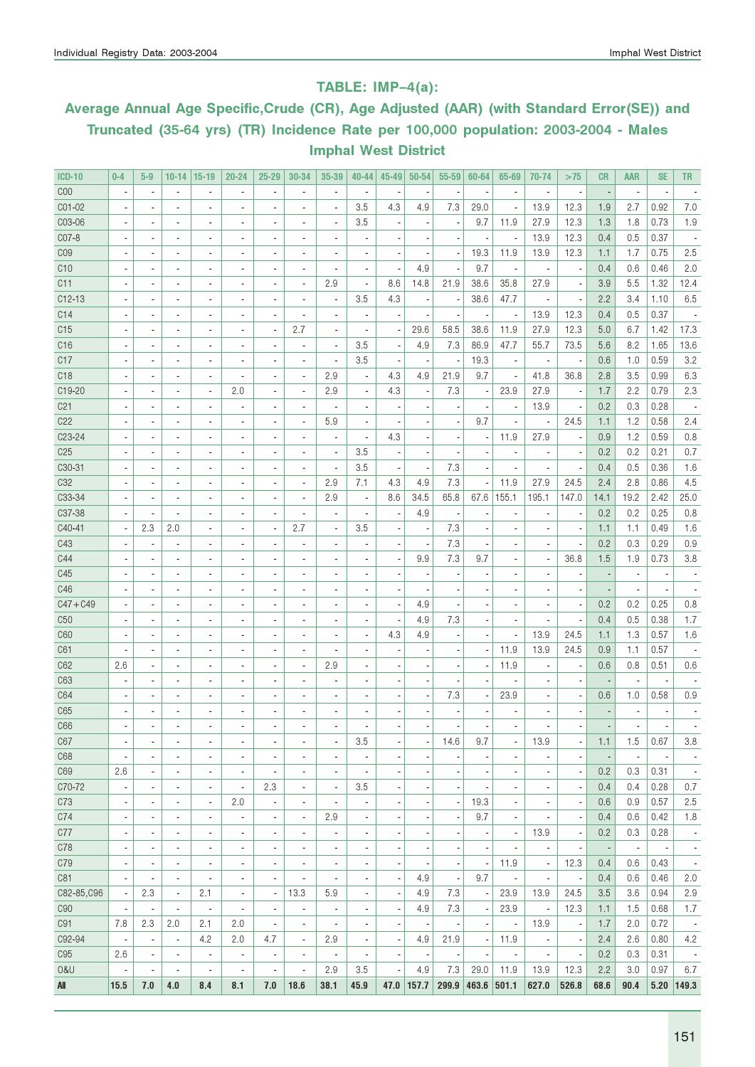## TABLE: IMP–4(a):

### Average Annual Age Specific,Crude (CR), Age Adjusted (AAR) (with Standard Error(SE)) and Truncated (35-64 yrs) (TR) Incidence Rate per 100,000 population: 2003-2004 - Males Imphal West District

| ICD-10 | 0-4 | 5-9 | 10-14 | 15-19 | 20-24 | 25-29 | 30-34 | 35-39 | 40-44 | 45-49 | 50-54 | 55-59 | 60-64 | 65-69 | 70-74 | >75 | CR | AAR | SE | TR |
|---|---|---|---|---|---|---|---|---|---|---|---|---|---|---|---|---|---|---|---|---|
| C00 | - | - | - | - | - | - | - | - | - | - | - | - | - | - | - | - | - | - | - | - |
| C01-02 | - | - | - | - | - | - | - | - | 3.5 | 4.3 | 4.9 | 7.3 | 29.0 | - | 13.9 | 12.3 | 1.9 | 2.7 | 0.92 | 7.0 |
| C03-06 | - | - | - | - | - | - | - | - | 3.5 | - | - | - | 9.7 | 11.9 | 27.9 | 12.3 | 1.3 | 1.8 | 0.73 | 1.9 |
| C07-8 | - | - | - | - | - | - | - | - | - | - | - | - | - | - | 13.9 | 12.3 | 0.4 | 0.5 | 0.37 | - |
| C09 | - | - | - | - | - | - | - | - | - | - | - | - | 19.3 | 11.9 | 13.9 | 12.3 | 1.1 | 1.7 | 0.75 | 2.5 |
| C10 | - | - | - | - | - | - | - | - | - | - | 4.9 | - | 9.7 | - | - | - | 0.4 | 0.6 | 0.46 | 2.0 |
| C11 | - | - | - | - | - | - | - | 2.9 | - | 8.6 | 14.8 | 21.9 | 38.6 | 35.8 | 27.9 | - | 3.9 | 5.5 | 1.32 | 12.4 |
| C12-13 | - | - | - | - | - | - | - | - | 3.5 | 4.3 | - | - | 38.6 | 47.7 | - | - | 2.2 | 3.4 | 1.10 | 6.5 |
| C14 | - | - | - | - | - | - | - | - | - | - | - | - | - | - | 13.9 | 12.3 | 0.4 | 0.5 | 0.37 | - |
| C15 | - | - | - | - | - | - | 2.7 | - | - | - | 29.6 | 58.5 | 38.6 | 11.9 | 27.9 | 12.3 | 5.0 | 6.7 | 1.42 | 17.3 |
| C16 | - | - | - | - | - | - | - | - | 3.5 | - | 4.9 | 7.3 | 86.9 | 47.7 | 55.7 | 73.5 | 5.6 | 8.2 | 1.65 | 13.6 |
| C17 | - | - | - | - | - | - | - | - | 3.5 | - | - | - | 19.3 | - | - | - | 0.6 | 1.0 | 0.59 | 3.2 |
| C18 | - | - | - | - | - | - | - | 2.9 | - | 4.3 | 4.9 | 21.9 | 9.7 | - | 41.8 | 36.8 | 2.8 | 3.5 | 0.99 | 6.3 |
| C19-20 | - | - | - | - | 2.0 | - | - | 2.9 | - | 4.3 | - | 7.3 | - | 23.9 | 27.9 | - | 1.7 | 2.2 | 0.79 | 2.3 |
| C21 | - | - | - | - | - | - | - | - | - | - | - | - | - | - | 13.9 | - | 0.2 | 0.3 | 0.28 | - |
| C22 | - | - | - | - | - | - | - | 5.9 | - | - | - | - | 9.7 | - | - | 24.5 | 1.1 | 1.2 | 0.58 | 2.4 |
| C23-24 | - | - | - | - | - | - | - | - | - | 4.3 | - | - | - | 11.9 | 27.9 | - | 0.9 | 1.2 | 0.59 | 0.8 |
| C25 | - | - | - | - | - | - | - | - | 3.5 | - | - | - | - | - | - | - | 0.2 | 0.2 | 0.21 | 0.7 |
| C30-31 | - | - | - | - | - | - | - | - | 3.5 | - | - | 7.3 | - | - | - | - | 0.4 | 0.5 | 0.36 | 1.6 |
| C32 | - | - | - | - | - | - | - | 2.9 | 7.1 | 4.3 | 4.9 | 7.3 | - | 11.9 | 27.9 | 24.5 | 2.4 | 2.8 | 0.86 | 4.5 |
| C33-34 | - | - | - | - | - | - | - | 2.9 | - | 8.6 | 34.5 | 65.8 | 67.6 | 155.1 | 195.1 | 147.0 | 14.1 | 19.2 | 2.42 | 25.0 |
| C37-38 | - | - | - | - | - | - | - | - | - | - | 4.9 | - | - | - | - | - | 0.2 | 0.2 | 0.25 | 0.8 |
| C40-41 | - | 2.3 | 2.0 | - | - | - | 2.7 | - | 3.5 | - | - | 7.3 | - | - | - | - | 1.1 | 1.1 | 0.49 | 1.6 |
| C43 | - | - | - | - | - | - | - | - | - | - | - | 7.3 | - | - | - | - | 0.2 | 0.3 | 0.29 | 0.9 |
| C44 | - | - | - | - | - | - | - | - | - | - | 9.9 | 7.3 | 9.7 | - | - | 36.8 | 1.5 | 1.9 | 0.73 | 3.8 |
| C45 | - | - | - | - | - | - | - | - | - | - | - | - | - | - | - | - | - | - | - | - |
| C46 | - | - | - | - | - | - | - | - | - | - | - | - | - | - | - | - | - | - | - | - |
| C47+C49 | - | - | - | - | - | - | - | - | - | - | 4.9 | - | - | - | - | - | 0.2 | 0.2 | 0.25 | 0.8 |
| C50 | - | - | - | - | - | - | - | - | - | - | 4.9 | 7.3 | - | - | - | - | 0.4 | 0.5 | 0.38 | 1.7 |
| C60 | - | - | - | - | - | - | - | - | - | 4.3 | 4.9 | - | - | - | 13.9 | 24.5 | 1.1 | 1.3 | 0.57 | 1.6 |
| C61 | - | - | - | - | - | - | - | - | - | - | - | - | - | 11.9 | 13.9 | 24.5 | 0.9 | 1.1 | 0.57 | - |
| C62 | 2.6 | - | - | - | - | - | - | 2.9 | - | - | - | - | - | 11.9 | - | - | 0.6 | 0.8 | 0.51 | 0.6 |
| C63 | - | - | - | - | - | - | - | - | - | - | - | - | - | - | - | - | - | - | - | - |
| C64 | - | - | - | - | - | - | - | - | - | - | - | 7.3 | - | 23.9 | - | - | 0.6 | 1.0 | 0.58 | 0.9 |
| C65 | - | - | - | - | - | - | - | - | - | - | - | - | - | - | - | - | - | - | - | - |
| C66 | - | - | - | - | - | - | - | - | - | - | - | - | - | - | - | - | - | - | - | - |
| C67 | - | - | - | - | - | - | - | - | 3.5 | - | - | 14.6 | 9.7 | - | 13.9 | - | 1.1 | 1.5 | 0.67 | 3.8 |
| C68 | - | - | - | - | - | - | - | - | - | - | - | - | - | - | - | - | - | - | - | - |
| C69 | 2.6 | - | - | - | - | - | - | - | - | - | - | - | - | - | - | - | 0.2 | 0.3 | 0.31 | - |
| C70-72 | - | - | - | - | - | 2.3 | - | - | 3.5 | - | - | - | - | - | - | - | 0.4 | 0.4 | 0.28 | 0.7 |
| C73 | - | - | - | - | 2.0 | - | - | - | - | - | - | - | 19.3 | - | - | - | 0.6 | 0.9 | 0.57 | 2.5 |
| C74 | - | - | - | - | - | - | - | 2.9 | - | - | - | - | 9.7 | - | - | - | 0.4 | 0.6 | 0.42 | 1.8 |
| C77 | - | - | - | - | - | - | - | - | - | - | - | - | - | - | 13.9 | - | 0.2 | 0.3 | 0.28 | - |
| C78 | - | - | - | - | - | - | - | - | - | - | - | - | - | - | - | - | - | - | - | - |
| C79 | - | - | - | - | - | - | - | - | - | - | - | - | - | 11.9 | - | 12.3 | 0.4 | 0.6 | 0.43 | - |
| C81 | - | - | - | - | - | - | - | - | - | - | 4.9 | - | 9.7 | - | - | - | 0.4 | 0.6 | 0.46 | 2.0 |
| C82-85,C96 | - | 2.3 | - | 2.1 | - | - | 13.3 | 5.9 | - | - | 4.9 | 7.3 | - | 23.9 | 13.9 | 24.5 | 3.5 | 3.6 | 0.94 | 2.9 |
| C90 | - | - | - | - | - | - | - | - | - | - | 4.9 | 7.3 | - | 23.9 | - | 12.3 | 1.1 | 1.5 | 0.68 | 1.7 |
| C91 | 7.8 | 2.3 | 2.0 | 2.1 | 2.0 | - | - | - | - | - | - | - | - | - | 13.9 | - | 1.7 | 2.0 | 0.72 | - |
| C92-94 | - | - | - | 4.2 | 2.0 | 4.7 | - | 2.9 | - | - | 4.9 | 21.9 | - | 11.9 | - | - | 2.4 | 2.6 | 0.80 | 4.2 |
| C95 | 2.6 | - | - | - | - | - | - | - | - | - | - | - | - | - | - | - | 0.2 | 0.3 | 0.31 | - |
| O&U | - | - | - | - | - | - | - | 2.9 | 3.5 | - | 4.9 | 7.3 | 29.0 | 11.9 | 13.9 | 12.3 | 2.2 | 3.0 | 0.97 | 6.7 |
| **All** | **15.5** | **7.0** | **4.0** | **8.4** | **8.1** | **7.0** | **18.6** | **38.1** | **45.9** | **47.0** | **157.7** | **299.9** | **463.6** | **501.1** | **627.0** | **526.8** | **68.6** | **90.4** | **5.20** | **149.3** |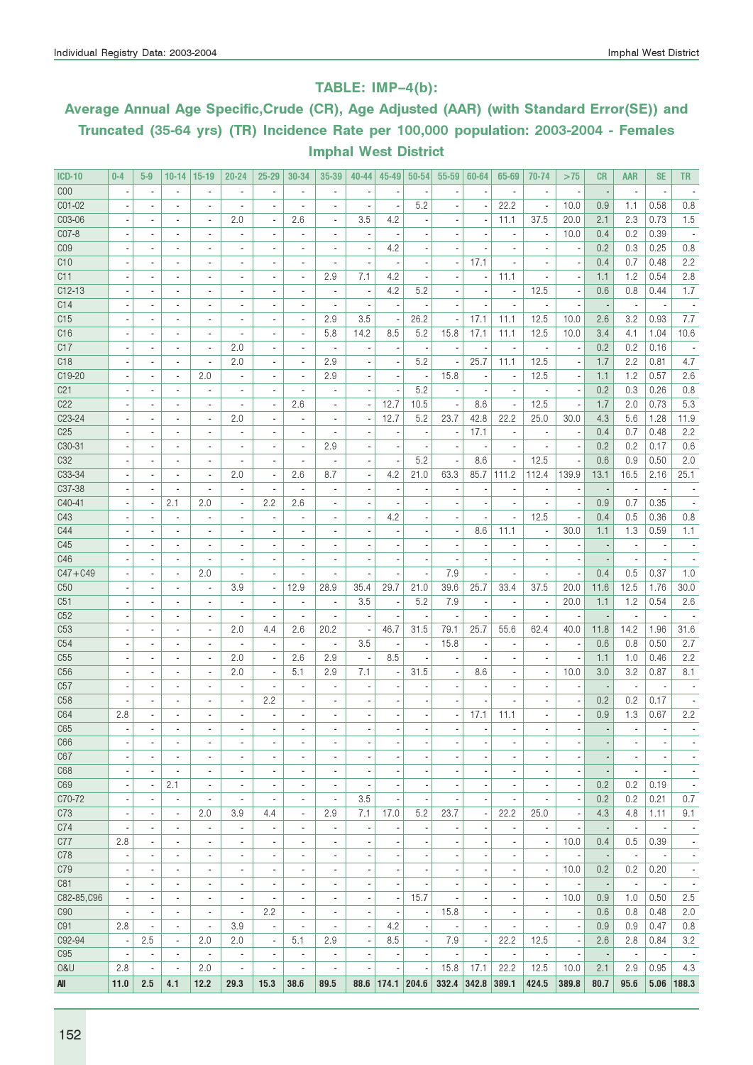## TABLE: IMP–4(b):

## Average Annual Age Specific,Crude (CR), Age Adjusted (AAR) (with Standard Error(SE)) and Truncated (35-64 yrs) (TR) Incidence Rate per 100,000 population: 2003-2004 - Females Imphal West District

| ICD-10 | 0-4 | 5-9 | 10-14 | 15-19 | 20-24 | 25-29 | 30-34 | 35-39 | 40-44 | 45-49 | 50-54 | 55-59 | 60-64 | 65-69 | 70-74 | >75 | CR | AAR | SE | TR |
|---|---|---|---|---|---|---|---|---|---|---|---|---|---|---|---|---|---|---|---|---|
| C00 | - | - | - | - | - | - | - | - | - | - | - | - | - | - | - | - | - | - | - | - |
| C01-02 | - | - | - | - | - | - | - | - | - | - | 5.2 | - | - | 22.2 | - | 10.0 | 0.9 | 1.1 | 0.58 | 0.8 |
| C03-06 | - | - | - | - | 2.0 | - | 2.6 | - | 3.5 | 4.2 | - | - | - | 11.1 | 37.5 | 20.0 | 2.1 | 2.3 | 0.73 | 1.5 |
| C07-8 | - | - | - | - | - | - | - | - | - | - | - | - | - | - | - | 10.0 | 0.4 | 0.2 | 0.39 | - |
| C09 | - | - | - | - | - | - | - | - | - | 4.2 | - | - | - | - | - | - | 0.2 | 0.3 | 0.25 | 0.8 |
| C10 | - | - | - | - | - | - | - | - | - | - | - | - | 17.1 | - | - | - | 0.4 | 0.7 | 0.48 | 2.2 |
| C11 | - | - | - | - | - | - | - | 2.9 | 7.1 | 4.2 | - | - | - | 11.1 | - | - | 1.1 | 1.2 | 0.54 | 2.8 |
| C12-13 | - | - | - | - | - | - | - | - | - | 4.2 | 5.2 | - | - | - | 12.5 | - | 0.6 | 0.8 | 0.44 | 1.7 |
| C14 | - | - | - | - | - | - | - | - | - | - | - | - | - | - | - | - | - | - | - | - |
| C15 | - | - | - | - | - | - | - | 2.9 | 3.5 | - | 26.2 | - | 17.1 | 11.1 | 12.5 | 10.0 | 2.6 | 3.2 | 0.93 | 7.7 |
| C16 | - | - | - | - | - | - | - | 5.8 | 14.2 | 8.5 | 5.2 | 15.8 | 17.1 | 11.1 | 12.5 | 10.0 | 3.4 | 4.1 | 1.04 | 10.6 |
| C17 | - | - | - | - | 2.0 | - | - | - | - | - | - | - | - | - | - | - | 0.2 | 0.2 | 0.16 | - |
| C18 | - | - | - | - | 2.0 | - | - | 2.9 | - | - | 5.2 | - | 25.7 | 11.1 | 12.5 | - | 1.7 | 2.2 | 0.81 | 4.7 |
| C19-20 | - | - | - | 2.0 | - | - | - | 2.9 | - | - | - | 15.8 | - | - | 12.5 | - | 1.1 | 1.2 | 0.57 | 2.6 |
| C21 | - | - | - | - | - | - | - | - | - | - | 5.2 | - | - | - | - | - | 0.2 | 0.3 | 0.26 | 0.8 |
| C22 | - | - | - | - | - | - | 2.6 | - | - | 12.7 | 10.5 | - | 8.6 | - | 12.5 | - | 1.7 | 2.0 | 0.73 | 5.3 |
| C23-24 | - | - | - | - | 2.0 | - | - | - | - | 12.7 | 5.2 | 23.7 | 42.8 | 22.2 | 25.0 | 30.0 | 4.3 | 5.6 | 1.28 | 11.9 |
| C25 | - | - | - | - | - | - | - | - | - | - | - | - | 17.1 | - | - | - | 0.4 | 0.7 | 0.48 | 2.2 |
| C30-31 | - | - | - | - | - | - | - | 2.9 | - | - | - | - | - | - | - | - | 0.2 | 0.2 | 0.17 | 0.6 |
| C32 | - | - | - | - | - | - | - | - | - | - | 5.2 | - | 8.6 | - | 12.5 | - | 0.6 | 0.9 | 0.50 | 2.0 |
| C33-34 | - | - | - | - | 2.0 | - | 2.6 | 8.7 | - | 4.2 | 21.0 | 63.3 | 85.7 | 111.2 | 112.4 | 139.9 | 13.1 | 16.5 | 2.16 | 25.1 |
| C37-38 | - | - | - | - | - | - | - | - | - | - | - | - | - | - | - | - | - | - | - | - |
| C40-41 | - | - | 2.1 | 2.0 | - | 2.2 | 2.6 | - | - | - | - | - | - | - | - | - | 0.9 | 0.7 | 0.35 | - |
| C43 | - | - | - | - | - | - | - | - | - | 4.2 | - | - | - | - | 12.5 | - | 0.4 | 0.5 | 0.36 | 0.8 |
| C44 | - | - | - | - | - | - | - | - | - | - | - | - | 8.6 | 11.1 | - | 30.0 | 1.1 | 1.3 | 0.59 | 1.1 |
| C45 | - | - | - | - | - | - | - | - | - | - | - | - | - | - | - | - | - | - | - | - |
| C46 | - | - | - | - | - | - | - | - | - | - | - | - | - | - | - | - | - | - | - | - |
| C47+C49 | - | - | - | 2.0 | - | - | - | - | - | - | - | 7.9 | - | - | - | - | 0.4 | 0.5 | 0.37 | 1.0 |
| C50 | - | - | - | - | 3.9 | - | 12.9 | 28.9 | 35.4 | 29.7 | 21.0 | 39.6 | 25.7 | 33.4 | 37.5 | 20.0 | 11.6 | 12.5 | 1.76 | 30.0 |
| C51 | - | - | - | - | - | - | - | - | 3.5 | - | 5.2 | 7.9 | - | - | - | 20.0 | 1.1 | 1.2 | 0.54 | 2.6 |
| C52 | - | - | - | - | - | - | - | - | - | - | - | - | - | - | - | - | - | - | - | - |
| C53 | - | - | - | - | 2.0 | 4.4 | 2.6 | 20.2 | - | 46.7 | 31.5 | 79.1 | 25.7 | 55.6 | 62.4 | 40.0 | 11.8 | 14.2 | 1.96 | 31.6 |
| C54 | - | - | - | - | - | - | - | - | 3.5 | - | - | 15.8 | - | - | - | - | 0.6 | 0.8 | 0.50 | 2.7 |
| C55 | - | - | - | - | 2.0 | - | 2.6 | 2.9 | - | 8.5 | - | - | - | - | - | - | 1.1 | 1.0 | 0.46 | 2.2 |
| C56 | - | - | - | - | 2.0 | - | 5.1 | 2.9 | 7.1 | - | 31.5 | - | 8.6 | - | - | 10.0 | 3.0 | 3.2 | 0.87 | 8.1 |
| C57 | - | - | - | - | - | - | - | - | - | - | - | - | - | - | - | - | - | - | - | - |
| C58 | - | - | - | - | - | 2.2 | - | - | - | - | - | - | - | - | - | - | 0.2 | 0.2 | 0.17 | - |
| C64 | 2.8 | - | - | - | - | - | - | - | - | - | - | - | 17.1 | 11.1 | - | - | 0.9 | 1.3 | 0.67 | 2.2 |
| C65 | - | - | - | - | - | - | - | - | - | - | - | - | - | - | - | - | - | - | - | - |
| C66 | - | - | - | - | - | - | - | - | - | - | - | - | - | - | - | - | - | - | - | - |
| C67 | - | - | - | - | - | - | - | - | - | - | - | - | - | - | - | - | - | - | - | - |
| C68 | - | - | - | - | - | - | - | - | - | - | - | - | - | - | - | - | - | - | - | - |
| C69 | - | - | 2.1 | - | - | - | - | - | - | - | - | - | - | - | - | - | 0.2 | 0.2 | 0.19 | - |
| C70-72 | - | - | - | - | - | - | - | - | 3.5 | - | - | - | - | - | - | - | 0.2 | 0.2 | 0.21 | 0.7 |
| C73 | - | - | - | 2.0 | 3.9 | 4.4 | - | 2.9 | 7.1 | 17.0 | 5.2 | 23.7 | - | 22.2 | 25.0 | - | 4.3 | 4.8 | 1.11 | 9.1 |
| C74 | - | - | - | - | - | - | - | - | - | - | - | - | - | - | - | - | - | - | - | - |
| C77 | 2.8 | - | - | - | - | - | - | - | - | - | - | - | - | - | - | 10.0 | 0.4 | 0.5 | 0.39 | - |
| C78 | - | - | - | - | - | - | - | - | - | - | - | - | - | - | - | - | - | - | - | - |
| C79 | - | - | - | - | - | - | - | - | - | - | - | - | - | - | - | 10.0 | 0.2 | 0.2 | 0.20 | - |
| C81 | - | - | - | - | - | - | - | - | - | - | - | - | - | - | - | - | - | - | - | - |
| C82-85,C96 | - | - | - | - | - | - | - | - | - | - | 15.7 | - | - | - | - | 10.0 | 0.9 | 1.0 | 0.50 | 2.5 |
| C90 | - | - | - | - | - | 2.2 | - | - | - | - | - | 15.8 | - | - | - | - | 0.6 | 0.8 | 0.48 | 2.0 |
| C91 | 2.8 | - | - | - | 3.9 | - | - | - | - | 4.2 | - | - | - | - | - | - | 0.9 | 0.9 | 0.47 | 0.8 |
| C92-94 | - | 2.5 | - | 2.0 | 2.0 | - | 5.1 | 2.9 | - | 8.5 | - | 7.9 | - | 22.2 | 12.5 | - | 2.6 | 2.8 | 0.84 | 3.2 |
| C95 | - | - | - | - | - | - | - | - | - | - | - | - | - | - | - | - | - | - | - | - |
| O&U | 2.8 | - | - | 2.0 | - | - | - | - | - | - | - | 15.8 | 17.1 | 22.2 | 12.5 | 10.0 | 2.1 | 2.9 | 0.95 | 4.3 |
| **All** | **11.0** | **2.5** | **4.1** | **12.2** | **29.3** | **15.3** | **38.6** | **89.5** | **88.6** | **174.1** | **204.6** | **332.4** | **342.8** | **389.1** | **424.5** | **389.8** | **80.7** | **95.6** | **5.06** | **188.3** |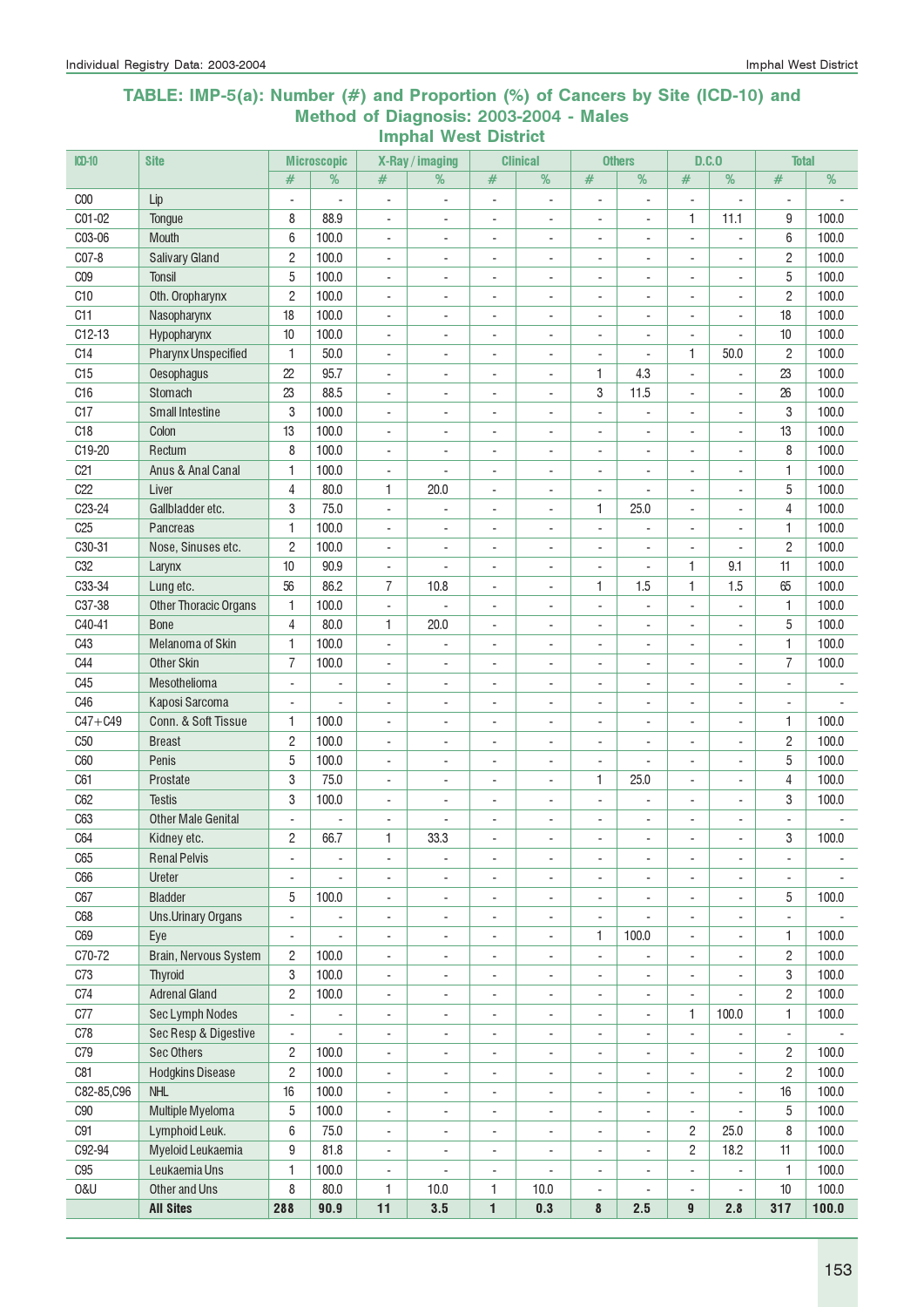## TABLE: IMP-5(a): Number (#) and Proportion (%) of Cancers by Site (ICD-10) and Method of Diagnosis: 2003-2004 - Males
### Imphal West District

| ICD-10 | Site | Microscopic | | X-Ray / imaging | | Clinical | | Others | | D.C.O | | Total | |
|---|---|---|---|---|---|---|---|---|---|---|---|---|---|
| | | # | % | # | % | # | % | # | % | # | % | # | % |
| C00 | Lip | - | - | - | - | - | - | - | - | - | - | - | - |
| C01-02 | Tongue | 8 | 88.9 | - | - | - | - | - | - | 1 | 11.1 | 9 | 100.0 |
| C03-06 | Mouth | 6 | 100.0 | - | - | - | - | - | - | - | - | 6 | 100.0 |
| C07-8 | Salivary Gland | 2 | 100.0 | - | - | - | - | - | - | - | - | 2 | 100.0 |
| C09 | Tonsil | 5 | 100.0 | - | - | - | - | - | - | - | - | 5 | 100.0 |
| C10 | Oth. Oropharynx | 2 | 100.0 | - | - | - | - | - | - | - | - | 2 | 100.0 |
| C11 | Nasopharynx | 18 | 100.0 | - | - | - | - | - | - | - | - | 18 | 100.0 |
| C12-13 | Hypopharynx | 10 | 100.0 | - | - | - | - | - | - | - | - | 10 | 100.0 |
| C14 | Pharynx Unspecified | 1 | 50.0 | - | - | - | - | - | - | 1 | 50.0 | 2 | 100.0 |
| C15 | Oesophagus | 22 | 95.7 | - | - | - | - | 1 | 4.3 | - | - | 23 | 100.0 |
| C16 | Stomach | 23 | 88.5 | - | - | - | - | 3 | 11.5 | - | - | 26 | 100.0 |
| C17 | Small Intestine | 3 | 100.0 | - | - | - | - | - | - | - | - | 3 | 100.0 |
| C18 | Colon | 13 | 100.0 | - | - | - | - | - | - | - | - | 13 | 100.0 |
| C19-20 | Rectum | 8 | 100.0 | - | - | - | - | - | - | - | - | 8 | 100.0 |
| C21 | Anus & Anal Canal | 1 | 100.0 | - | - | - | - | - | - | - | - | 1 | 100.0 |
| C22 | Liver | 4 | 80.0 | 1 | 20.0 | - | - | - | - | - | - | 5 | 100.0 |
| C23-24 | Gallbladder etc. | 3 | 75.0 | - | - | - | - | 1 | 25.0 | - | - | 4 | 100.0 |
| C25 | Pancreas | 1 | 100.0 | - | - | - | - | - | - | - | - | 1 | 100.0 |
| C30-31 | Nose, Sinuses etc. | 2 | 100.0 | - | - | - | - | - | - | - | - | 2 | 100.0 |
| C32 | Larynx | 10 | 90.9 | - | - | - | - | - | - | 1 | 9.1 | 11 | 100.0 |
| C33-34 | Lung etc. | 56 | 86.2 | 7 | 10.8 | - | - | 1 | 1.5 | 1 | 1.5 | 65 | 100.0 |
| C37-38 | Other Thoracic Organs | 1 | 100.0 | - | - | - | - | - | - | - | - | 1 | 100.0 |
| C40-41 | Bone | 4 | 80.0 | 1 | 20.0 | - | - | - | - | - | - | 5 | 100.0 |
| C43 | Melanoma of Skin | 1 | 100.0 | - | - | - | - | - | - | - | - | 1 | 100.0 |
| C44 | Other Skin | 7 | 100.0 | - | - | - | - | - | - | - | - | 7 | 100.0 |
| C45 | Mesothelioma | - | - | - | - | - | - | - | - | - | - | - | - |
| C46 | Kaposi Sarcoma | - | - | - | - | - | - | - | - | - | - | - | - |
| C47+C49 | Conn. & Soft Tissue | 1 | 100.0 | - | - | - | - | - | - | - | - | 1 | 100.0 |
| C50 | Breast | 2 | 100.0 | - | - | - | - | - | - | - | - | 2 | 100.0 |
| C60 | Penis | 5 | 100.0 | - | - | - | - | - | - | - | - | 5 | 100.0 |
| C61 | Prostate | 3 | 75.0 | - | - | - | - | 1 | 25.0 | - | - | 4 | 100.0 |
| C62 | Testis | 3 | 100.0 | - | - | - | - | - | - | - | - | 3 | 100.0 |
| C63 | Other Male Genital | - | - | - | - | - | - | - | - | - | - | - | - |
| C64 | Kidney etc. | 2 | 66.7 | 1 | 33.3 | - | - | - | - | - | - | 3 | 100.0 |
| C65 | Renal Pelvis | - | - | - | - | - | - | - | - | - | - | - | - |
| C66 | Ureter | - | - | - | - | - | - | - | - | - | - | - | - |
| C67 | Bladder | 5 | 100.0 | - | - | - | - | - | - | - | - | 5 | 100.0 |
| C68 | Uns.Urinary Organs | - | - | - | - | - | - | - | - | - | - | - | - |
| C69 | Eye | - | - | - | - | - | - | 1 | 100.0 | - | - | 1 | 100.0 |
| C70-72 | Brain, Nervous System | 2 | 100.0 | - | - | - | - | - | - | - | - | 2 | 100.0 |
| C73 | Thyroid | 3 | 100.0 | - | - | - | - | - | - | - | - | 3 | 100.0 |
| C74 | Adrenal Gland | 2 | 100.0 | - | - | - | - | - | - | - | - | 2 | 100.0 |
| C77 | Sec Lymph Nodes | - | - | - | - | - | - | - | - | 1 | 100.0 | 1 | 100.0 |
| C78 | Sec Resp & Digestive | - | - | - | - | - | - | - | - | - | - | - | - |
| C79 | Sec Others | 2 | 100.0 | - | - | - | - | - | - | - | - | 2 | 100.0 |
| C81 | Hodgkins Disease | 2 | 100.0 | - | - | - | - | - | - | - | - | 2 | 100.0 |
| C82-85,C96 | NHL | 16 | 100.0 | - | - | - | - | - | - | - | - | 16 | 100.0 |
| C90 | Multiple Myeloma | 5 | 100.0 | - | - | - | - | - | - | - | - | 5 | 100.0 |
| C91 | Lymphoid Leuk. | 6 | 75.0 | - | - | - | - | - | - | 2 | 25.0 | 8 | 100.0 |
| C92-94 | Myeloid Leukaemia | 9 | 81.8 | - | - | - | - | - | - | 2 | 18.2 | 11 | 100.0 |
| C95 | Leukaemia Uns | 1 | 100.0 | - | - | - | - | - | - | - | - | 1 | 100.0 |
| O&U | Other and Uns | 8 | 80.0 | 1 | 10.0 | 1 | 10.0 | - | - | - | - | 10 | 100.0 |
| | **All Sites** | **288** | **90.9** | **11** | **3.5** | **1** | **0.3** | **8** | **2.5** | **9** | **2.8** | **317** | **100.0** |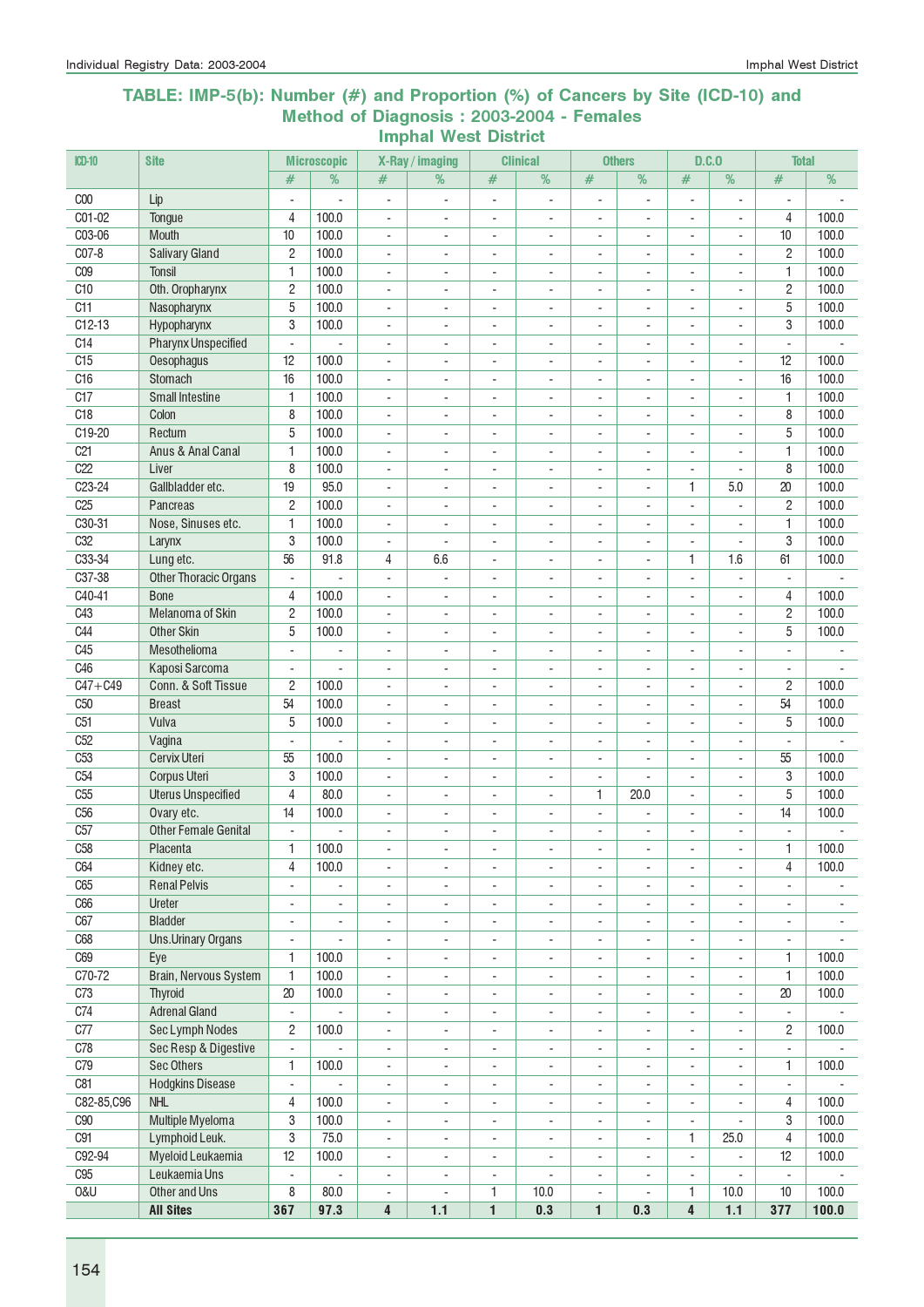## TABLE: IMP-5(b): Number (#) and Proportion (%) of Cancers by Site (ICD-10) and Method of Diagnosis : 2003-2004 - Females
### Imphal West District

| ICD-10 | Site | Microscopic | | X-Ray / imaging | | Clinical | | Others | | D.C.O | | Total | |
|---|---|---|---|---|---|---|---|---|---|---|---|---|---|
| | | # | % | # | % | # | % | # | % | # | % | # | % |
| C00 | Lip | - | - | - | - | - | - | - | - | - | - | - | - |
| C01-02 | Tongue | 4 | 100.0 | - | - | - | - | - | - | - | - | 4 | 100.0 |
| C03-06 | Mouth | 10 | 100.0 | - | - | - | - | - | - | - | - | 10 | 100.0 |
| C07-8 | Salivary Gland | 2 | 100.0 | - | - | - | - | - | - | - | - | 2 | 100.0 |
| C09 | Tonsil | 1 | 100.0 | - | - | - | - | - | - | - | - | 1 | 100.0 |
| C10 | Oth. Oropharynx | 2 | 100.0 | - | - | - | - | - | - | - | - | 2 | 100.0 |
| C11 | Nasopharynx | 5 | 100.0 | - | - | - | - | - | - | - | - | 5 | 100.0 |
| C12-13 | Hypopharynx | 3 | 100.0 | - | - | - | - | - | - | - | - | 3 | 100.0 |
| C14 | Pharynx Unspecified | - | - | - | - | - | - | - | - | - | - | - | - |
| C15 | Oesophagus | 12 | 100.0 | - | - | - | - | - | - | - | - | 12 | 100.0 |
| C16 | Stomach | 16 | 100.0 | - | - | - | - | - | - | - | - | 16 | 100.0 |
| C17 | Small Intestine | 1 | 100.0 | - | - | - | - | - | - | - | - | 1 | 100.0 |
| C18 | Colon | 8 | 100.0 | - | - | - | - | - | - | - | - | 8 | 100.0 |
| C19-20 | Rectum | 5 | 100.0 | - | - | - | - | - | - | - | - | 5 | 100.0 |
| C21 | Anus & Anal Canal | 1 | 100.0 | - | - | - | - | - | - | - | - | 1 | 100.0 |
| C22 | Liver | 8 | 100.0 | - | - | - | - | - | - | - | - | 8 | 100.0 |
| C23-24 | Gallbladder etc. | 19 | 95.0 | - | - | - | - | - | - | 1 | 5.0 | 20 | 100.0 |
| C25 | Pancreas | 2 | 100.0 | - | - | - | - | - | - | - | - | 2 | 100.0 |
| C30-31 | Nose, Sinuses etc. | 1 | 100.0 | - | - | - | - | - | - | - | - | 1 | 100.0 |
| C32 | Larynx | 3 | 100.0 | - | - | - | - | - | - | - | - | 3 | 100.0 |
| C33-34 | Lung etc. | 56 | 91.8 | 4 | 6.6 | - | - | - | - | 1 | 1.6 | 61 | 100.0 |
| C37-38 | Other Thoracic Organs | - | - | - | - | - | - | - | - | - | - | - | - |
| C40-41 | Bone | 4 | 100.0 | - | - | - | - | - | - | - | - | 4 | 100.0 |
| C43 | Melanoma of Skin | 2 | 100.0 | - | - | - | - | - | - | - | - | 2 | 100.0 |
| C44 | Other Skin | 5 | 100.0 | - | - | - | - | - | - | - | - | 5 | 100.0 |
| C45 | Mesothelioma | - | - | - | - | - | - | - | - | - | - | - | - |
| C46 | Kaposi Sarcoma | - | - | - | - | - | - | - | - | - | - | - | - |
| C47+C49 | Conn. & Soft Tissue | 2 | 100.0 | - | - | - | - | - | - | - | - | 2 | 100.0 |
| C50 | Breast | 54 | 100.0 | - | - | - | - | - | - | - | - | 54 | 100.0 |
| C51 | Vulva | 5 | 100.0 | - | - | - | - | - | - | - | - | 5 | 100.0 |
| C52 | Vagina | - | - | - | - | - | - | - | - | - | - | - | - |
| C53 | Cervix Uteri | 55 | 100.0 | - | - | - | - | - | - | - | - | 55 | 100.0 |
| C54 | Corpus Uteri | 3 | 100.0 | - | - | - | - | - | - | - | - | 3 | 100.0 |
| C55 | Uterus Unspecified | 4 | 80.0 | - | - | - | - | 1 | 20.0 | - | - | 5 | 100.0 |
| C56 | Ovary etc. | 14 | 100.0 | - | - | - | - | - | - | - | - | 14 | 100.0 |
| C57 | Other Female Genital | - | - | - | - | - | - | - | - | - | - | - | - |
| C58 | Placenta | 1 | 100.0 | - | - | - | - | - | - | - | - | 1 | 100.0 |
| C64 | Kidney etc. | 4 | 100.0 | - | - | - | - | - | - | - | - | 4 | 100.0 |
| C65 | Renal Pelvis | - | - | - | - | - | - | - | - | - | - | - | - |
| C66 | Ureter | - | - | - | - | - | - | - | - | - | - | - | - |
| C67 | Bladder | - | - | - | - | - | - | - | - | - | - | - | - |
| C68 | Uns.Urinary Organs | - | - | - | - | - | - | - | - | - | - | - | - |
| C69 | Eye | 1 | 100.0 | - | - | - | - | - | - | - | - | 1 | 100.0 |
| C70-72 | Brain, Nervous System | 1 | 100.0 | - | - | - | - | - | - | - | - | 1 | 100.0 |
| C73 | Thyroid | 20 | 100.0 | - | - | - | - | - | - | - | - | 20 | 100.0 |
| C74 | Adrenal Gland | - | - | - | - | - | - | - | - | - | - | - | - |
| C77 | Sec Lymph Nodes | 2 | 100.0 | - | - | - | - | - | - | - | - | 2 | 100.0 |
| C78 | Sec Resp & Digestive | - | - | - | - | - | - | - | - | - | - | - | - |
| C79 | Sec Others | 1 | 100.0 | - | - | - | - | - | - | - | - | 1 | 100.0 |
| C81 | Hodgkins Disease | - | - | - | - | - | - | - | - | - | - | - | - |
| C82-85,C96 | NHL | 4 | 100.0 | - | - | - | - | - | - | - | - | 4 | 100.0 |
| C90 | Multiple Myeloma | 3 | 100.0 | - | - | - | - | - | - | - | - | 3 | 100.0 |
| C91 | Lymphoid Leuk. | 3 | 75.0 | - | - | - | - | - | - | 1 | 25.0 | 4 | 100.0 |
| C92-94 | Myeloid Leukaemia | 12 | 100.0 | - | - | - | - | - | - | - | - | 12 | 100.0 |
| C95 | Leukaemia Uns | - | - | - | - | - | - | - | - | - | - | - | - |
| O&U | Other and Uns | 8 | 80.0 | - | - | 1 | 10.0 | - | - | 1 | 10.0 | 10 | 100.0 |
| | **All Sites** | **367** | **97.3** | **4** | **1.1** | **1** | **0.3** | **1** | **0.3** | **4** | **1.1** | **377** | **100.0** |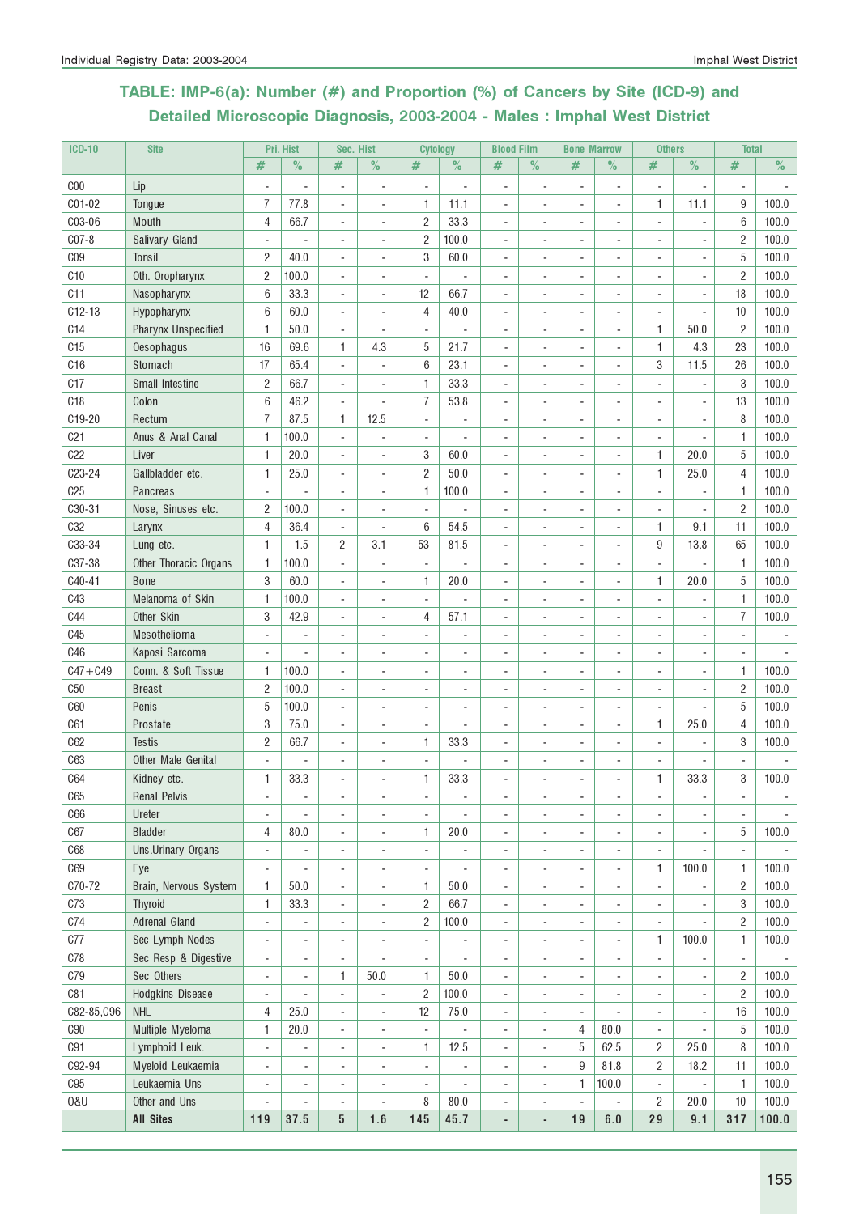## TABLE: IMP-6(a): Number (#) and Proportion (%) of Cancers by Site (ICD-9) and Detailed Microscopic Diagnosis, 2003-2004 - Males : Imphal West District

| ICD-10 | Site | Pri. Hist | | Sec. Hist | | Cytology | | Blood Film | | Bone Marrow | | Others | | Total | |
|---|---|---|---|---|---|---|---|---|---|---|---|---|---|---|---|
| | | # | % | # | % | # | % | # | % | # | % | # | % | # | % |
| C00 | Lip | - | - | - | - | - | - | - | - | - | - | - | - | - | - |
| C01-02 | Tongue | 7 | 77.8 | - | - | 1 | 11.1 | - | - | - | - | 1 | 11.1 | 9 | 100.0 |
| C03-06 | Mouth | 4 | 66.7 | - | - | 2 | 33.3 | - | - | - | - | - | - | 6 | 100.0 |
| C07-8 | Salivary Gland | - | - | - | - | 2 | 100.0 | - | - | - | - | - | - | 2 | 100.0 |
| C09 | Tonsil | 2 | 40.0 | - | - | 3 | 60.0 | - | - | - | - | - | - | 5 | 100.0 |
| C10 | Oth. Oropharynx | 2 | 100.0 | - | - | - | - | - | - | - | - | - | - | 2 | 100.0 |
| C11 | Nasopharynx | 6 | 33.3 | - | - | 12 | 66.7 | - | - | - | - | - | - | 18 | 100.0 |
| C12-13 | Hypopharynx | 6 | 60.0 | - | - | 4 | 40.0 | - | - | - | - | - | - | 10 | 100.0 |
| C14 | Pharynx Unspecified | 1 | 50.0 | - | - | - | - | - | - | - | - | 1 | 50.0 | 2 | 100.0 |
| C15 | Oesophagus | 16 | 69.6 | 1 | 4.3 | 5 | 21.7 | - | - | - | - | 1 | 4.3 | 23 | 100.0 |
| C16 | Stomach | 17 | 65.4 | - | - | 6 | 23.1 | - | - | - | - | 3 | 11.5 | 26 | 100.0 |
| C17 | Small Intestine | 2 | 66.7 | - | - | 1 | 33.3 | - | - | - | - | - | - | 3 | 100.0 |
| C18 | Colon | 6 | 46.2 | - | - | 7 | 53.8 | - | - | - | - | - | - | 13 | 100.0 |
| C19-20 | Rectum | 7 | 87.5 | 1 | 12.5 | - | - | - | - | - | - | - | - | 8 | 100.0 |
| C21 | Anus & Anal Canal | 1 | 100.0 | - | - | - | - | - | - | - | - | - | - | 1 | 100.0 |
| C22 | Liver | 1 | 20.0 | - | - | 3 | 60.0 | - | - | - | - | 1 | 20.0 | 5 | 100.0 |
| C23-24 | Gallbladder etc. | 1 | 25.0 | - | - | 2 | 50.0 | - | - | - | - | 1 | 25.0 | 4 | 100.0 |
| C25 | Pancreas | - | - | - | - | 1 | 100.0 | - | - | - | - | - | - | 1 | 100.0 |
| C30-31 | Nose, Sinuses etc. | 2 | 100.0 | - | - | - | - | - | - | - | - | - | - | 2 | 100.0 |
| C32 | Larynx | 4 | 36.4 | - | - | 6 | 54.5 | - | - | - | - | 1 | 9.1 | 11 | 100.0 |
| C33-34 | Lung etc. | 1 | 1.5 | 2 | 3.1 | 53 | 81.5 | - | - | - | - | 9 | 13.8 | 65 | 100.0 |
| C37-38 | Other Thoracic Organs | 1 | 100.0 | - | - | - | - | - | - | - | - | - | - | 1 | 100.0 |
| C40-41 | Bone | 3 | 60.0 | - | - | 1 | 20.0 | - | - | - | - | 1 | 20.0 | 5 | 100.0 |
| C43 | Melanoma of Skin | 1 | 100.0 | - | - | - | - | - | - | - | - | - | - | 1 | 100.0 |
| C44 | Other Skin | 3 | 42.9 | - | - | 4 | 57.1 | - | - | - | - | - | - | 7 | 100.0 |
| C45 | Mesothelioma | - | - | - | - | - | - | - | - | - | - | - | - | - | - |
| C46 | Kaposi Sarcoma | - | - | - | - | - | - | - | - | - | - | - | - | - | - |
| C47+C49 | Conn. & Soft Tissue | 1 | 100.0 | - | - | - | - | - | - | - | - | - | - | 1 | 100.0 |
| C50 | Breast | 2 | 100.0 | - | - | - | - | - | - | - | - | - | - | 2 | 100.0 |
| C60 | Penis | 5 | 100.0 | - | - | - | - | - | - | - | - | - | - | 5 | 100.0 |
| C61 | Prostate | 3 | 75.0 | - | - | - | - | - | - | - | - | 1 | 25.0 | 4 | 100.0 |
| C62 | Testis | 2 | 66.7 | - | - | 1 | 33.3 | - | - | - | - | - | - | 3 | 100.0 |
| C63 | Other Male Genital | - | - | - | - | - | - | - | - | - | - | - | - | - | - |
| C64 | Kidney etc. | 1 | 33.3 | - | - | 1 | 33.3 | - | - | - | - | 1 | 33.3 | 3 | 100.0 |
| C65 | Renal Pelvis | - | - | - | - | - | - | - | - | - | - | - | - | - | - |
| C66 | Ureter | - | - | - | - | - | - | - | - | - | - | - | - | - | - |
| C67 | Bladder | 4 | 80.0 | - | - | 1 | 20.0 | - | - | - | - | - | - | 5 | 100.0 |
| C68 | Uns.Urinary Organs | - | - | - | - | - | - | - | - | - | - | - | - | - | - |
| C69 | Eye | - | - | - | - | - | - | - | - | - | - | 1 | 100.0 | 1 | 100.0 |
| C70-72 | Brain, Nervous System | 1 | 50.0 | - | - | 1 | 50.0 | - | - | - | - | - | - | 2 | 100.0 |
| C73 | Thyroid | 1 | 33.3 | - | - | 2 | 66.7 | - | - | - | - | - | - | 3 | 100.0 |
| C74 | Adrenal Gland | - | - | - | - | 2 | 100.0 | - | - | - | - | - | - | 2 | 100.0 |
| C77 | Sec Lymph Nodes | - | - | - | - | - | - | - | - | - | - | 1 | 100.0 | 1 | 100.0 |
| C78 | Sec Resp & Digestive | - | - | - | - | - | - | - | - | - | - | - | - | - | - |
| C79 | Sec Others | - | - | 1 | 50.0 | 1 | 50.0 | - | - | - | - | - | - | 2 | 100.0 |
| C81 | Hodgkins Disease | - | - | - | - | 2 | 100.0 | - | - | - | - | - | - | 2 | 100.0 |
| C82-85,C96 | NHL | 4 | 25.0 | - | - | 12 | 75.0 | - | - | - | - | - | - | 16 | 100.0 |
| C90 | Multiple Myeloma | 1 | 20.0 | - | - | - | - | - | - | 4 | 80.0 | - | - | 5 | 100.0 |
| C91 | Lymphoid Leuk. | - | - | - | - | 1 | 12.5 | - | - | 5 | 62.5 | 2 | 25.0 | 8 | 100.0 |
| C92-94 | Myeloid Leukaemia | - | - | - | - | - | - | - | - | 9 | 81.8 | 2 | 18.2 | 11 | 100.0 |
| C95 | Leukaemia Uns | - | - | - | - | - | - | - | - | 1 | 100.0 | - | - | 1 | 100.0 |
| O&U | Other and Uns | - | - | - | - | 8 | 80.0 | - | - | - | - | 2 | 20.0 | 10 | 100.0 |
| | **All Sites** | **119** | **37.5** | **5** | **1.6** | **145** | **45.7** | **-** | **-** | **19** | **6.0** | **29** | **9.1** | **317** | **100.0** |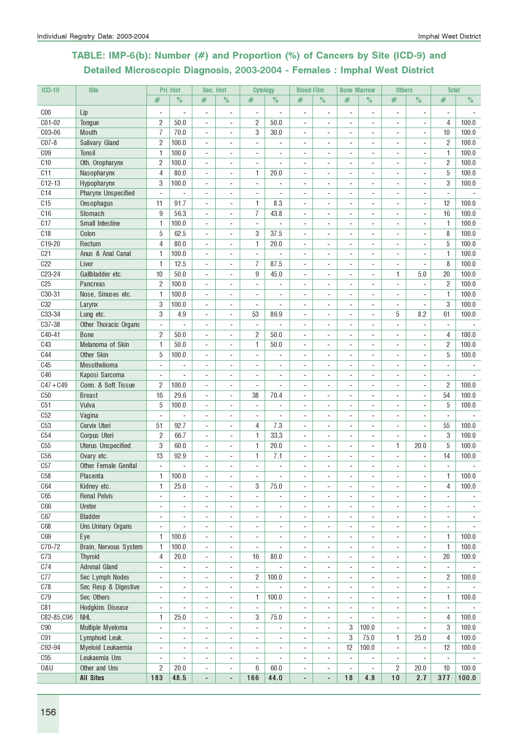## TABLE: IMP-6(b): Number (#) and Proportion (%) of Cancers by Site (ICD-9) and Detailed Microscopic Diagnosis, 2003-2004 - Females : Imphal West District

| ICD-10 | Site | Pri. Hist | | Sec. Hist | | Cytology | | Blood Film | | Bone Marrow | | Others | | Total | |
|---|---|---|---|---|---|---|---|---|---|---|---|---|---|---|---|
| | | # | % | # | % | # | % | # | % | # | % | # | % | # | % |
| C00 | Lip | - | - | - | - | - | - | - | - | - | - | - | - | - | - |
| C01-02 | Tongue | 2 | 50.0 | - | - | 2 | 50.0 | - | - | - | - | - | - | 4 | 100.0 |
| C03-06 | Mouth | 7 | 70.0 | - | - | 3 | 30.0 | - | - | - | - | - | - | 10 | 100.0 |
| C07-8 | Salivary Gland | 2 | 100.0 | - | - | - | - | - | - | - | - | - | - | 2 | 100.0 |
| C09 | Tonsil | 1 | 100.0 | - | - | - | - | - | - | - | - | - | - | 1 | 100.0 |
| C10 | Oth. Oropharynx | 2 | 100.0 | - | - | - | - | - | - | - | - | - | - | 2 | 100.0 |
| C11 | Nasopharynx | 4 | 80.0 | - | - | 1 | 20.0 | - | - | - | - | - | - | 5 | 100.0 |
| C12-13 | Hypopharynx | 3 | 100.0 | - | - | - | - | - | - | - | - | - | - | 3 | 100.0 |
| C14 | Pharynx Unspecified | - | - | - | - | - | - | - | - | - | - | - | - | - | - |
| C15 | Oesophagus | 11 | 91.7 | - | - | 1 | 8.3 | - | - | - | - | - | - | 12 | 100.0 |
| C16 | Stomach | 9 | 56.3 | - | - | 7 | 43.8 | - | - | - | - | - | - | 16 | 100.0 |
| C17 | Small Intestine | 1 | 100.0 | - | - | - | - | - | - | - | - | - | - | 1 | 100.0 |
| C18 | Colon | 5 | 62.5 | - | - | 3 | 37.5 | - | - | - | - | - | - | 8 | 100.0 |
| C19-20 | Rectum | 4 | 80.0 | - | - | 1 | 20.0 | - | - | - | - | - | - | 5 | 100.0 |
| C21 | Anus & Anal Canal | 1 | 100.0 | - | - | - | - | - | - | - | - | - | - | 1 | 100.0 |
| C22 | Liver | 1 | 12.5 | - | - | 7 | 87.5 | - | - | - | - | - | - | 8 | 100.0 |
| C23-24 | Gallbladder etc. | 10 | 50.0 | - | - | 9 | 45.0 | - | - | - | - | 1 | 5.0 | 20 | 100.0 |
| C25 | Pancreas | 2 | 100.0 | - | - | - | - | - | - | - | - | - | - | 2 | 100.0 |
| C30-31 | Nose, Sinuses etc. | 1 | 100.0 | - | - | - | - | - | - | - | - | - | - | 1 | 100.0 |
| C32 | Larynx | 3 | 100.0 | - | - | - | - | - | - | - | - | - | - | 3 | 100.0 |
| C33-34 | Lung etc. | 3 | 4.9 | - | - | 53 | 86.9 | - | - | - | - | 5 | 8.2 | 61 | 100.0 |
| C37-38 | Other Thoracic Organs | - | - | - | - | - | - | - | - | - | - | - | - | - | - |
| C40-41 | Bone | 2 | 50.0 | - | - | 2 | 50.0 | - | - | - | - | - | - | 4 | 100.0 |
| C43 | Melanoma of Skin | 1 | 50.0 | - | - | 1 | 50.0 | - | - | - | - | - | - | 2 | 100.0 |
| C44 | Other Skin | 5 | 100.0 | - | - | - | - | - | - | - | - | - | - | 5 | 100.0 |
| C45 | Mesothelioma | - | - | - | - | - | - | - | - | - | - | - | - | - | - |
| C46 | Kaposi Sarcoma | - | - | - | - | - | - | - | - | - | - | - | - | - | - |
| C47+C49 | Conn. & Soft Tissue | 2 | 100.0 | - | - | - | - | - | - | - | - | - | - | 2 | 100.0 |
| C50 | Breast | 16 | 29.6 | - | - | 38 | 70.4 | - | - | - | - | - | - | 54 | 100.0 |
| C51 | Vulva | 5 | 100.0 | - | - | - | - | - | - | - | - | - | - | 5 | 100.0 |
| C52 | Vagina | - | - | - | - | - | - | - | - | - | - | - | - | - | - |
| C53 | Cervix Uteri | 51 | 92.7 | - | - | 4 | 7.3 | - | - | - | - | - | - | 55 | 100.0 |
| C54 | Corpus Uteri | 2 | 66.7 | - | - | 1 | 33.3 | - | - | - | - | - | - | 3 | 100.0 |
| C55 | Uterus Unspecified | 3 | 60.0 | - | - | 1 | 20.0 | - | - | - | - | 1 | 20.0 | 5 | 100.0 |
| C56 | Ovary etc. | 13 | 92.9 | - | - | 1 | 7.1 | - | - | - | - | - | - | 14 | 100.0 |
| C57 | Other Female Genital | - | - | - | - | - | - | - | - | - | - | - | - | - | - |
| C58 | Placenta | 1 | 100.0 | - | - | - | - | - | - | - | - | - | - | 1 | 100.0 |
| C64 | Kidney etc. | 1 | 25.0 | - | - | 3 | 75.0 | - | - | - | - | - | - | 4 | 100.0 |
| C65 | Renal Pelvis | - | - | - | - | - | - | - | - | - | - | - | - | - | - |
| C66 | Ureter | - | - | - | - | - | - | - | - | - | - | - | - | - | - |
| C67 | Bladder | - | - | - | - | - | - | - | - | - | - | - | - | - | - |
| C68 | Uns.Urinary Organs | - | - | - | - | - | - | - | - | - | - | - | - | - | - |
| C69 | Eye | 1 | 100.0 | - | - | - | - | - | - | - | - | - | - | 1 | 100.0 |
| C70-72 | Brain, Nervous System | 1 | 100.0 | - | - | - | - | - | - | - | - | - | - | 1 | 100.0 |
| C73 | Thyroid | 4 | 20.0 | - | - | 16 | 80.0 | - | - | - | - | - | - | 20 | 100.0 |
| C74 | Adrenal Gland | - | - | - | - | - | - | - | - | - | - | - | - | - | - |
| C77 | Sec Lymph Nodes | - | - | - | - | 2 | 100.0 | - | - | - | - | - | - | 2 | 100.0 |
| C78 | Sec Resp & Digestive | - | - | - | - | - | - | - | - | - | - | - | - | - | - |
| C79 | Sec Others | - | - | - | - | 1 | 100.0 | - | - | - | - | - | - | 1 | 100.0 |
| C81 | Hodgkins Disease | - | - | - | - | - | - | - | - | - | - | - | - | - | - |
| C82-85,C96 | NHL | 1 | 25.0 | - | - | 3 | 75.0 | - | - | - | - | - | - | 4 | 100.0 |
| C90 | Multiple Myeloma | - | - | - | - | - | - | - | - | 3 | 100.0 | - | - | 3 | 100.0 |
| C91 | Lymphoid Leuk. | - | - | - | - | - | - | - | - | 3 | 75.0 | 1 | 25.0 | 4 | 100.0 |
| C92-94 | Myeloid Leukaemia | - | - | - | - | - | - | - | - | 12 | 100.0 | - | - | 12 | 100.0 |
| C95 | Leukaemia Uns | - | - | - | - | - | - | - | - | - | - | - | - | - | - |
| O&U | Other and Uns | 2 | 20.0 | - | - | 6 | 60.0 | - | - | - | - | 2 | 20.0 | 10 | 100.0 |
| | **All Sites** | **183** | **48.5** | **-** | **-** | **166** | **44.0** | **-** | **-** | **18** | **4.8** | **10** | **2.7** | **377** | **100.0** |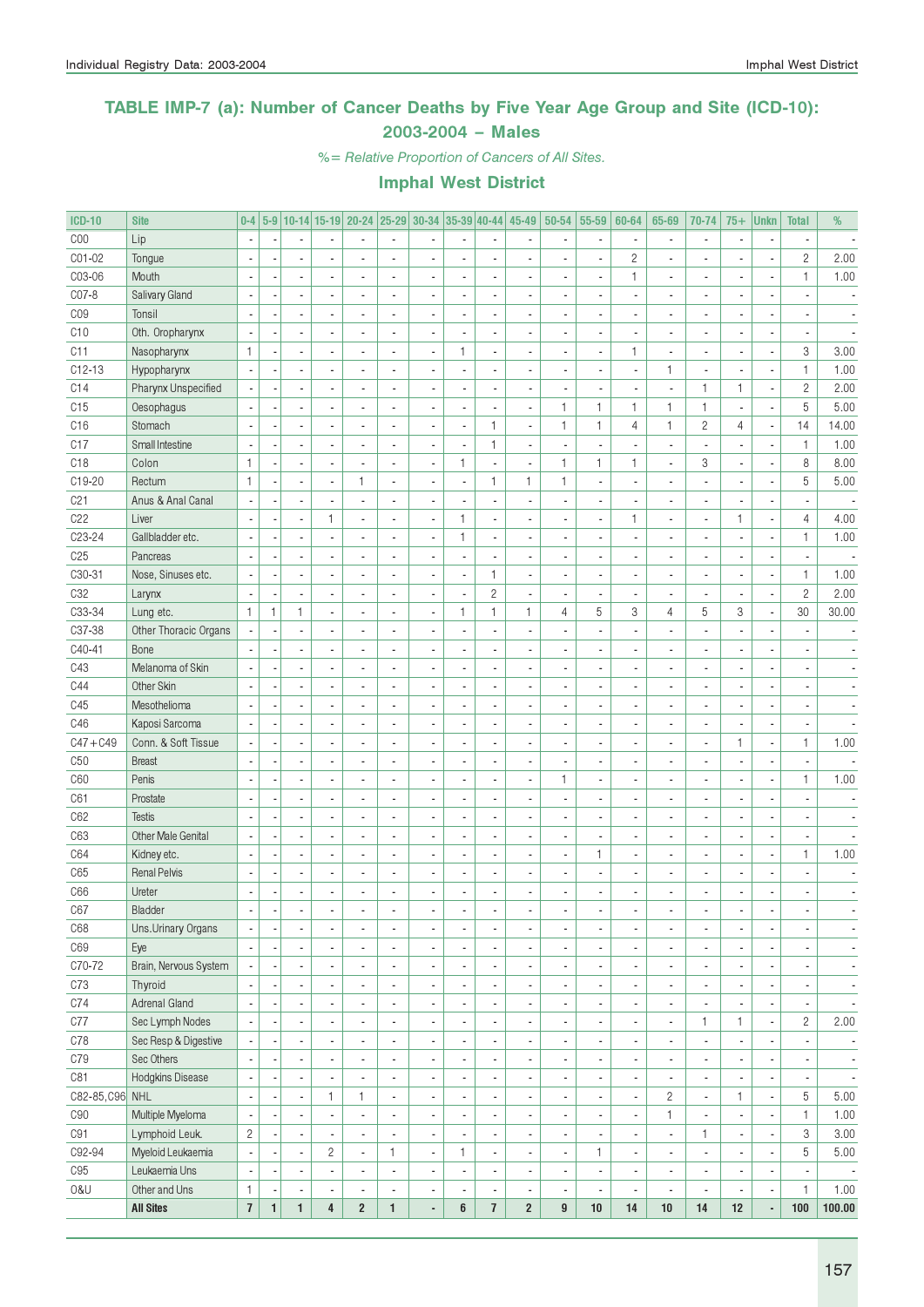# TABLE IMP-7 (a): Number of Cancer Deaths by Five Year Age Group and Site (ICD-10): 2003-2004 – Males

*%= Relative Proportion of Cancers of All Sites.*

## Imphal West District

| ICD-10 | Site | 0-4 | 5-9 | 10-14 | 15-19 | 20-24 | 25-29 | 30-34 | 35-39 | 40-44 | 45-49 | 50-54 | 55-59 | 60-64 | 65-69 | 70-74 | 75+ | Unkn | Total | % |
|---|---|---|---|---|---|---|---|---|---|---|---|---|---|---|---|---|---|---|---|---|
| C00 | Lip | - | - | - | - | - | - | - | - | - | - | - | - | - | - | - | - | - | - | - |
| C01-02 | Tongue | - | - | - | - | - | - | - | - | - | - | - | - | 2 | - | - | - | - | 2 | 2.00 |
| C03-06 | Mouth | - | - | - | - | - | - | - | - | - | - | - | - | 1 | - | - | - | - | 1 | 1.00 |
| C07-8 | Salivary Gland | - | - | - | - | - | - | - | - | - | - | - | - | - | - | - | - | - | - | - |
| C09 | Tonsil | - | - | - | - | - | - | - | - | - | - | - | - | - | - | - | - | - | - | - |
| C10 | Oth. Oropharynx | - | - | - | - | - | - | - | - | - | - | - | - | - | - | - | - | - | - | - |
| C11 | Nasopharynx | 1 | - | - | - | - | - | - | 1 | - | - | - | - | 1 | - | - | - | - | 3 | 3.00 |
| C12-13 | Hypopharynx | - | - | - | - | - | - | - | - | - | - | - | - | - | 1 | - | - | - | 1 | 1.00 |
| C14 | Pharynx Unspecified | - | - | - | - | - | - | - | - | - | - | - | - | - | - | 1 | 1 | - | 2 | 2.00 |
| C15 | Oesophagus | - | - | - | - | - | - | - | - | - | - | 1 | 1 | 1 | 1 | 1 | - | - | 5 | 5.00 |
| C16 | Stomach | - | - | - | - | - | - | - | - | 1 | - | 1 | 1 | 4 | 1 | 2 | 4 | - | 14 | 14.00 |
| C17 | Small Intestine | - | - | - | - | - | - | - | - | 1 | - | - | - | - | - | - | - | - | 1 | 1.00 |
| C18 | Colon | 1 | - | - | - | - | - | - | 1 | - | - | 1 | 1 | 1 | - | 3 | - | - | 8 | 8.00 |
| C19-20 | Rectum | 1 | - | - | - | 1 | - | - | - | 1 | 1 | 1 | - | - | - | - | - | - | 5 | 5.00 |
| C21 | Anus & Anal Canal | - | - | - | - | - | - | - | - | - | - | - | - | - | - | - | - | - | - | - |
| C22 | Liver | - | - | - | 1 | - | - | - | 1 | - | - | - | - | 1 | - | - | 1 | - | 4 | 4.00 |
| C23-24 | Gallbladder etc. | - | - | - | - | - | - | - | 1 | - | - | - | - | - | - | - | - | - | 1 | 1.00 |
| C25 | Pancreas | - | - | - | - | - | - | - | - | - | - | - | - | - | - | - | - | - | - | - |
| C30-31 | Nose, Sinuses etc. | - | - | - | - | - | - | - | - | 1 | - | - | - | - | - | - | - | - | 1 | 1.00 |
| C32 | Larynx | - | - | - | - | - | - | - | - | 2 | - | - | - | - | - | - | - | - | 2 | 2.00 |
| C33-34 | Lung etc. | 1 | 1 | 1 | - | - | - | - | 1 | 1 | 1 | 4 | 5 | 3 | 4 | 5 | 3 | - | 30 | 30.00 |
| C37-38 | Other Thoracic Organs | - | - | - | - | - | - | - | - | - | - | - | - | - | - | - | - | - | - | - |
| C40-41 | Bone | - | - | - | - | - | - | - | - | - | - | - | - | - | - | - | - | - | - | - |
| C43 | Melanoma of Skin | - | - | - | - | - | - | - | - | - | - | - | - | - | - | - | - | - | - | - |
| C44 | Other Skin | - | - | - | - | - | - | - | - | - | - | - | - | - | - | - | - | - | - | - |
| C45 | Mesothelioma | - | - | - | - | - | - | - | - | - | - | - | - | - | - | - | - | - | - | - |
| C46 | Kaposi Sarcoma | - | - | - | - | - | - | - | - | - | - | - | - | - | - | - | - | - | - | - |
| C47+C49 | Conn. & Soft Tissue | - | - | - | - | - | - | - | - | - | - | - | - | - | - | - | 1 | - | 1 | 1.00 |
| C50 | Breast | - | - | - | - | - | - | - | - | - | - | - | - | - | - | - | - | - | - | - |
| C60 | Penis | - | - | - | - | - | - | - | - | - | - | 1 | - | - | - | - | - | - | 1 | 1.00 |
| C61 | Prostate | - | - | - | - | - | - | - | - | - | - | - | - | - | - | - | - | - | - | - |
| C62 | Testis | - | - | - | - | - | - | - | - | - | - | - | - | - | - | - | - | - | - | - |
| C63 | Other Male Genital | - | - | - | - | - | - | - | - | - | - | - | - | - | - | - | - | - | - | - |
| C64 | Kidney etc. | - | - | - | - | - | - | - | - | - | - | - | 1 | - | - | - | - | - | 1 | 1.00 |
| C65 | Renal Pelvis | - | - | - | - | - | - | - | - | - | - | - | - | - | - | - | - | - | - | - |
| C66 | Ureter | - | - | - | - | - | - | - | - | - | - | - | - | - | - | - | - | - | - | - |
| C67 | Bladder | - | - | - | - | - | - | - | - | - | - | - | - | - | - | - | - | - | - | - |
| C68 | Uns.Urinary Organs | - | - | - | - | - | - | - | - | - | - | - | - | - | - | - | - | - | - | - |
| C69 | Eye | - | - | - | - | - | - | - | - | - | - | - | - | - | - | - | - | - | - | - |
| C70-72 | Brain, Nervous System | - | - | - | - | - | - | - | - | - | - | - | - | - | - | - | - | - | - | - |
| C73 | Thyroid | - | - | - | - | - | - | - | - | - | - | - | - | - | - | - | - | - | - | - |
| C74 | Adrenal Gland | - | - | - | - | - | - | - | - | - | - | - | - | - | - | - | - | - | - | - |
| C77 | Sec Lymph Nodes | - | - | - | - | - | - | - | - | - | - | - | - | - | - | 1 | 1 | - | 2 | 2.00 |
| C78 | Sec Resp & Digestive | - | - | - | - | - | - | - | - | - | - | - | - | - | - | - | - | - | - | - |
| C79 | Sec Others | - | - | - | - | - | - | - | - | - | - | - | - | - | - | - | - | - | - | - |
| C81 | Hodgkins Disease | - | - | - | - | - | - | - | - | - | - | - | - | - | - | - | - | - | - | - |
| C82-85,C96 | NHL | - | - | - | 1 | 1 | - | - | - | - | - | - | - | - | 2 | - | 1 | - | 5 | 5.00 |
| C90 | Multiple Myeloma | - | - | - | - | - | - | - | - | - | - | - | - | - | 1 | - | - | - | 1 | 1.00 |
| C91 | Lymphoid Leuk. | 2 | - | - | - | - | - | - | - | - | - | - | - | - | - | 1 | - | - | 3 | 3.00 |
| C92-94 | Myeloid Leukaemia | - | - | - | 2 | - | 1 | - | 1 | - | - | - | 1 | - | - | - | - | - | 5 | 5.00 |
| C95 | Leukaemia Uns | - | - | - | - | - | - | - | - | - | - | - | - | - | - | - | - | - | - | - |
| O&U | Other and Uns | 1 | - | - | - | - | - | - | - | - | - | - | - | - | - | - | - | - | 1 | 1.00 |
| | **All Sites** | **7** | **1** | **1** | **4** | **2** | **1** | **-** | **6** | **7** | **2** | **9** | **10** | **14** | **10** | **14** | **12** | **-** | **100** | **100.00** |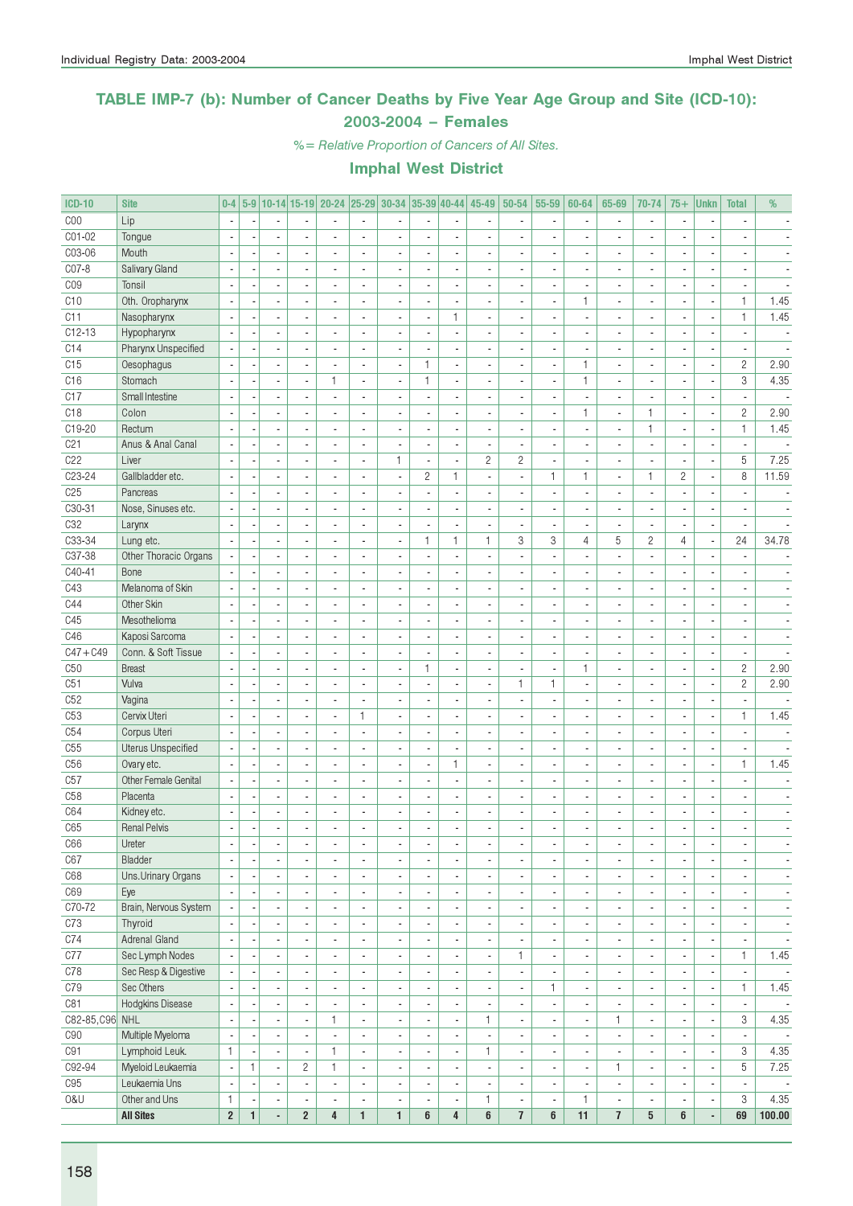## TABLE IMP-7 (b): Number of Cancer Deaths by Five Year Age Group and Site (ICD-10): 2003-2004 – Females

*%= Relative Proportion of Cancers of All Sites.*

### Imphal West District

| ICD-10 | Site | 0-4 | 5-9 | 10-14 | 15-19 | 20-24 | 25-29 | 30-34 | 35-39 | 40-44 | 45-49 | 50-54 | 55-59 | 60-64 | 65-69 | 70-74 | 75+ | Unkn | Total | % |
|---|---|---|---|---|---|---|---|---|---|---|---|---|---|---|---|---|---|---|---|---|
| C00 | Lip | - | - | - | - | - | - | - | - | - | - | - | - | - | - | - | - | - | - | - |
| C01-02 | Tongue | - | - | - | - | - | - | - | - | - | - | - | - | - | - | - | - | - | - | - |
| C03-06 | Mouth | - | - | - | - | - | - | - | - | - | - | - | - | - | - | - | - | - | - | - |
| C07-8 | Salivary Gland | - | - | - | - | - | - | - | - | - | - | - | - | - | - | - | - | - | - | - |
| C09 | Tonsil | - | - | - | - | - | - | - | - | - | - | - | - | - | - | - | - | - | - | - |
| C10 | Oth. Oropharynx | - | - | - | - | - | - | - | - | - | - | - | - | 1 | - | - | - | - | 1 | 1.45 |
| C11 | Nasopharynx | - | - | - | - | - | - | - | - | 1 | - | - | - | - | - | - | - | - | 1 | 1.45 |
| C12-13 | Hypopharynx | - | - | - | - | - | - | - | - | - | - | - | - | - | - | - | - | - | - | - |
| C14 | Pharynx Unspecified | - | - | - | - | - | - | - | - | - | - | - | - | - | - | - | - | - | - | - |
| C15 | Oesophagus | - | - | - | - | - | - | - | 1 | - | - | - | - | 1 | - | - | - | - | 2 | 2.90 |
| C16 | Stomach | - | - | - | - | 1 | - | - | 1 | - | - | - | - | 1 | - | - | - | - | 3 | 4.35 |
| C17 | Small Intestine | - | - | - | - | - | - | - | - | - | - | - | - | - | - | - | - | - | - | - |
| C18 | Colon | - | - | - | - | - | - | - | - | - | - | - | - | 1 | - | 1 | - | - | 2 | 2.90 |
| C19-20 | Rectum | - | - | - | - | - | - | - | - | - | - | - | - | - | - | 1 | - | - | 1 | 1.45 |
| C21 | Anus & Anal Canal | - | - | - | - | - | - | - | - | - | - | - | - | - | - | - | - | - | - | - |
| C22 | Liver | - | - | - | - | - | - | 1 | - | - | 2 | 2 | - | - | - | - | - | - | 5 | 7.25 |
| C23-24 | Gallbladder etc. | - | - | - | - | - | - | - | 2 | 1 | - | - | 1 | 1 | - | 1 | 2 | - | 8 | 11.59 |
| C25 | Pancreas | - | - | - | - | - | - | - | - | - | - | - | - | - | - | - | - | - | - | - |
| C30-31 | Nose, Sinuses etc. | - | - | - | - | - | - | - | - | - | - | - | - | - | - | - | - | - | - | - |
| C32 | Larynx | - | - | - | - | - | - | - | - | - | - | - | - | - | - | - | - | - | - | - |
| C33-34 | Lung etc. | - | - | - | - | - | - | - | 1 | 1 | 1 | 3 | 3 | 4 | 5 | 2 | 4 | - | 24 | 34.78 |
| C37-38 | Other Thoracic Organs | - | - | - | - | - | - | - | - | - | - | - | - | - | - | - | - | - | - | - |
| C40-41 | Bone | - | - | - | - | - | - | - | - | - | - | - | - | - | - | - | - | - | - | - |
| C43 | Melanoma of Skin | - | - | - | - | - | - | - | - | - | - | - | - | - | - | - | - | - | - | - |
| C44 | Other Skin | - | - | - | - | - | - | - | - | - | - | - | - | - | - | - | - | - | - | - |
| C45 | Mesothelioma | - | - | - | - | - | - | - | - | - | - | - | - | - | - | - | - | - | - | - |
| C46 | Kaposi Sarcoma | - | - | - | - | - | - | - | - | - | - | - | - | - | - | - | - | - | - | - |
| C47+C49 | Conn. & Soft Tissue | - | - | - | - | - | - | - | - | - | - | - | - | - | - | - | - | - | - | - |
| C50 | Breast | - | - | - | - | - | - | - | 1 | - | - | - | - | 1 | - | - | - | - | 2 | 2.90 |
| C51 | Vulva | - | - | - | - | - | - | - | - | - | - | 1 | 1 | - | - | - | - | - | 2 | 2.90 |
| C52 | Vagina | - | - | - | - | - | - | - | - | - | - | - | - | - | - | - | - | - | - | - |
| C53 | Cervix Uteri | - | - | - | - | - | 1 | - | - | - | - | - | - | - | - | - | - | - | 1 | 1.45 |
| C54 | Corpus Uteri | - | - | - | - | - | - | - | - | - | - | - | - | - | - | - | - | - | - | - |
| C55 | Uterus Unspecified | - | - | - | - | - | - | - | - | - | - | - | - | - | - | - | - | - | - | - |
| C56 | Ovary etc. | - | - | - | - | - | - | - | - | 1 | - | - | - | - | - | - | - | - | 1 | 1.45 |
| C57 | Other Female Genital | - | - | - | - | - | - | - | - | - | - | - | - | - | - | - | - | - | - | - |
| C58 | Placenta | - | - | - | - | - | - | - | - | - | - | - | - | - | - | - | - | - | - | - |
| C64 | Kidney etc. | - | - | - | - | - | - | - | - | - | - | - | - | - | - | - | - | - | - | - |
| C65 | Renal Pelvis | - | - | - | - | - | - | - | - | - | - | - | - | - | - | - | - | - | - | - |
| C66 | Ureter | - | - | - | - | - | - | - | - | - | - | - | - | - | - | - | - | - | - | - |
| C67 | Bladder | - | - | - | - | - | - | - | - | - | - | - | - | - | - | - | - | - | - | - |
| C68 | Uns.Urinary Organs | - | - | - | - | - | - | - | - | - | - | - | - | - | - | - | - | - | - | - |
| C69 | Eye | - | - | - | - | - | - | - | - | - | - | - | - | - | - | - | - | - | - | - |
| C70-72 | Brain, Nervous System | - | - | - | - | - | - | - | - | - | - | - | - | - | - | - | - | - | - | - |
| C73 | Thyroid | - | - | - | - | - | - | - | - | - | - | - | - | - | - | - | - | - | - | - |
| C74 | Adrenal Gland | - | - | - | - | - | - | - | - | - | - | - | - | - | - | - | - | - | - | - |
| C77 | Sec Lymph Nodes | - | - | - | - | - | - | - | - | - | - | 1 | - | - | - | - | - | - | 1 | 1.45 |
| C78 | Sec Resp & Digestive | - | - | - | - | - | - | - | - | - | - | - | - | - | - | - | - | - | - | - |
| C79 | Sec Others | - | - | - | - | - | - | - | - | - | - | - | 1 | - | - | - | - | - | 1 | 1.45 |
| C81 | Hodgkins Disease | - | - | - | - | - | - | - | - | - | - | - | - | - | - | - | - | - | - | - |
| C82-85,C96 | NHL | - | - | - | - | 1 | - | - | - | - | 1 | - | - | - | 1 | - | - | - | 3 | 4.35 |
| C90 | Multiple Myeloma | - | - | - | - | - | - | - | - | - | - | - | - | - | - | - | - | - | - | - |
| C91 | Lymphoid Leuk. | 1 | - | - | - | 1 | - | - | - | - | 1 | - | - | - | - | - | - | - | 3 | 4.35 |
| C92-94 | Myeloid Leukaemia | - | 1 | - | 2 | 1 | - | - | - | - | - | - | - | - | 1 | - | - | - | 5 | 7.25 |
| C95 | Leukaemia Uns | - | - | - | - | - | - | - | - | - | - | - | - | - | - | - | - | - | - | - |
| O&U | Other and Uns | 1 | - | - | - | - | - | - | - | - | 1 | - | - | 1 | - | - | - | - | 3 | 4.35 |
| | **All Sites** | **2** | **1** | **-** | **2** | **4** | **1** | **1** | **6** | **4** | **6** | **7** | **6** | **11** | **7** | **5** | **6** | **-** | **69** | **100.00** |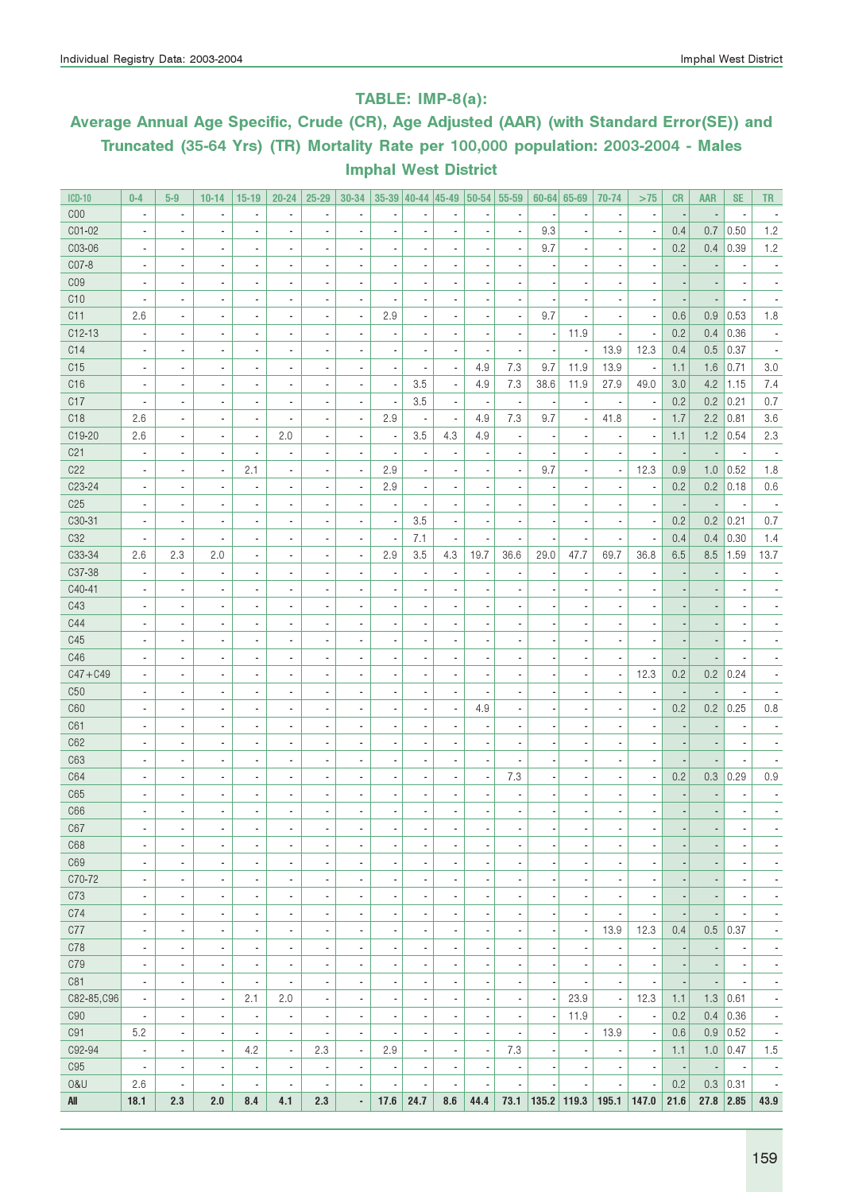## TABLE: IMP-8(a):

## Average Annual Age Specific, Crude (CR), Age Adjusted (AAR) (with Standard Error(SE)) and Truncated (35-64 Yrs) (TR) Mortality Rate per 100,000 population: 2003-2004 - Males

## Imphal West District

| ICD-10 | 0-4 | 5-9 | 10-14 | 15-19 | 20-24 | 25-29 | 30-34 | 35-39 | 40-44 | 45-49 | 50-54 | 55-59 | 60-64 | 65-69 | 70-74 | >75 | CR | AAR | SE | TR |
|---|---|---|---|---|---|---|---|---|---|---|---|---|---|---|---|---|---|---|---|---|
| C00 | - | - | - | - | - | - | - | - | - | - | - | - | - | - | - | - | - | - | - | - |
| C01-02 | - | - | - | - | - | - | - | - | - | - | - | - | 9.3 | - | - | - | 0.4 | 0.7 | 0.50 | 1.2 |
| C03-06 | - | - | - | - | - | - | - | - | - | - | - | - | 9.7 | - | - | - | 0.2 | 0.4 | 0.39 | 1.2 |
| C07-8 | - | - | - | - | - | - | - | - | - | - | - | - | - | - | - | - | - | - | - | - |
| C09 | - | - | - | - | - | - | - | - | - | - | - | - | - | - | - | - | - | - | - | - |
| C10 | - | - | - | - | - | - | - | - | - | - | - | - | - | - | - | - | - | - | - | - |
| C11 | 2.6 | - | - | - | - | - | - | 2.9 | - | - | - | - | 9.7 | - | - | - | 0.6 | 0.9 | 0.53 | 1.8 |
| C12-13 | - | - | - | - | - | - | - | - | - | - | - | - | - | 11.9 | - | - | 0.2 | 0.4 | 0.36 | - |
| C14 | - | - | - | - | - | - | - | - | - | - | - | - | - | - | 13.9 | 12.3 | 0.4 | 0.5 | 0.37 | - |
| C15 | - | - | - | - | - | - | - | - | - | - | 4.9 | 7.3 | 9.7 | 11.9 | 13.9 | - | 1.1 | 1.6 | 0.71 | 3.0 |
| C16 | - | - | - | - | - | - | - | - | 3.5 | - | 4.9 | 7.3 | 38.6 | 11.9 | 27.9 | 49.0 | 3.0 | 4.2 | 1.15 | 7.4 |
| C17 | - | - | - | - | - | - | - | - | 3.5 | - | - | - | - | - | - | - | 0.2 | 0.2 | 0.21 | 0.7 |
| C18 | 2.6 | - | - | - | - | - | - | 2.9 | - | - | 4.9 | 7.3 | 9.7 | - | 41.8 | - | 1.7 | 2.2 | 0.81 | 3.6 |
| C19-20 | 2.6 | - | - | - | 2.0 | - | - | - | 3.5 | 4.3 | 4.9 | - | - | - | - | - | 1.1 | 1.2 | 0.54 | 2.3 |
| C21 | - | - | - | - | - | - | - | - | - | - | - | - | - | - | - | - | - | - | - | - |
| C22 | - | - | - | 2.1 | - | - | - | 2.9 | - | - | - | - | 9.7 | - | - | 12.3 | 0.9 | 1.0 | 0.52 | 1.8 |
| C23-24 | - | - | - | - | - | - | - | 2.9 | - | - | - | - | - | - | - | - | 0.2 | 0.2 | 0.18 | 0.6 |
| C25 | - | - | - | - | - | - | - | - | - | - | - | - | - | - | - | - | - | - | - | - |
| C30-31 | - | - | - | - | - | - | - | - | 3.5 | - | - | - | - | - | - | - | 0.2 | 0.2 | 0.21 | 0.7 |
| C32 | - | - | - | - | - | - | - | - | 7.1 | - | - | - | - | - | - | - | 0.4 | 0.4 | 0.30 | 1.4 |
| C33-34 | 2.6 | 2.3 | 2.0 | - | - | - | - | 2.9 | 3.5 | 4.3 | 19.7 | 36.6 | 29.0 | 47.7 | 69.7 | 36.8 | 6.5 | 8.5 | 1.59 | 13.7 |
| C37-38 | - | - | - | - | - | - | - | - | - | - | - | - | - | - | - | - | - | - | - | - |
| C40-41 | - | - | - | - | - | - | - | - | - | - | - | - | - | - | - | - | - | - | - | - |
| C43 | - | - | - | - | - | - | - | - | - | - | - | - | - | - | - | - | - | - | - | - |
| C44 | - | - | - | - | - | - | - | - | - | - | - | - | - | - | - | - | - | - | - | - |
| C45 | - | - | - | - | - | - | - | - | - | - | - | - | - | - | - | - | - | - | - | - |
| C46 | - | - | - | - | - | - | - | - | - | - | - | - | - | - | - | - | - | - | - | - |
| C47+C49 | - | - | - | - | - | - | - | - | - | - | - | - | - | - | - | 12.3 | 0.2 | 0.2 | 0.24 | - |
| C50 | - | - | - | - | - | - | - | - | - | - | - | - | - | - | - | - | - | - | - | - |
| C60 | - | - | - | - | - | - | - | - | - | - | 4.9 | - | - | - | - | - | 0.2 | 0.2 | 0.25 | 0.8 |
| C61 | - | - | - | - | - | - | - | - | - | - | - | - | - | - | - | - | - | - | - | - |
| C62 | - | - | - | - | - | - | - | - | - | - | - | - | - | - | - | - | - | - | - | - |
| C63 | - | - | - | - | - | - | - | - | - | - | - | - | - | - | - | - | - | - | - | - |
| C64 | - | - | - | - | - | - | - | - | - | - | - | 7.3 | - | - | - | - | 0.2 | 0.3 | 0.29 | 0.9 |
| C65 | - | - | - | - | - | - | - | - | - | - | - | - | - | - | - | - | - | - | - | - |
| C66 | - | - | - | - | - | - | - | - | - | - | - | - | - | - | - | - | - | - | - | - |
| C67 | - | - | - | - | - | - | - | - | - | - | - | - | - | - | - | - | - | - | - | - |
| C68 | - | - | - | - | - | - | - | - | - | - | - | - | - | - | - | - | - | - | - | - |
| C69 | - | - | - | - | - | - | - | - | - | - | - | - | - | - | - | - | - | - | - | - |
| C70-72 | - | - | - | - | - | - | - | - | - | - | - | - | - | - | - | - | - | - | - | - |
| C73 | - | - | - | - | - | - | - | - | - | - | - | - | - | - | - | - | - | - | - | - |
| C74 | - | - | - | - | - | - | - | - | - | - | - | - | - | - | - | - | - | - | - | - |
| C77 | - | - | - | - | - | - | - | - | - | - | - | - | - | - | 13.9 | 12.3 | 0.4 | 0.5 | 0.37 | - |
| C78 | - | - | - | - | - | - | - | - | - | - | - | - | - | - | - | - | - | - | - | - |
| C79 | - | - | - | - | - | - | - | - | - | - | - | - | - | - | - | - | - | - | - | - |
| C81 | - | - | - | - | - | - | - | - | - | - | - | - | - | - | - | - | - | - | - | - |
| C82-85,C96 | - | - | - | 2.1 | 2.0 | - | - | - | - | - | - | - | - | 23.9 | - | 12.3 | 1.1 | 1.3 | 0.61 | - |
| C90 | - | - | - | - | - | - | - | - | - | - | - | - | - | 11.9 | - | - | 0.2 | 0.4 | 0.36 | - |
| C91 | 5.2 | - | - | - | - | - | - | - | - | - | - | - | - | - | 13.9 | - | 0.6 | 0.9 | 0.52 | - |
| C92-94 | - | - | - | 4.2 | - | 2.3 | - | 2.9 | - | - | - | 7.3 | - | - | - | - | 1.1 | 1.0 | 0.47 | 1.5 |
| C95 | - | - | - | - | - | - | - | - | - | - | - | - | - | - | - | - | - | - | - | - |
| O&U | 2.6 | - | - | - | - | - | - | - | - | - | - | - | - | - | - | - | 0.2 | 0.3 | 0.31 | - |
| **All** | **18.1** | **2.3** | **2.0** | **8.4** | **4.1** | **2.3** | **-** | **17.6** | **24.7** | **8.6** | **44.4** | **73.1** | **135.2** | **119.3** | **195.1** | **147.0** | **21.6** | **27.8** | **2.85** | **43.9** |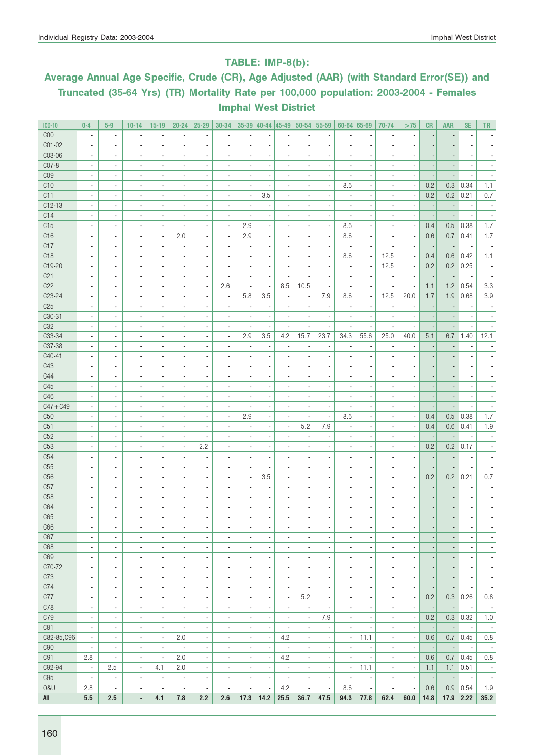## TABLE: IMP-8(b):

## Average Annual Age Specific, Crude (CR), Age Adjusted (AAR) (with Standard Error(SE)) and Truncated (35-64 Yrs) (TR) Mortality Rate per 100,000 population: 2003-2004 - Females

## Imphal West District

| ICD-10 | 0-4 | 5-9 | 10-14 | 15-19 | 20-24 | 25-29 | 30-34 | 35-39 | 40-44 | 45-49 | 50-54 | 55-59 | 60-64 | 65-69 | 70-74 | >75 | CR | AAR | SE | TR |
|---|---|---|---|---|---|---|---|---|---|---|---|---|---|---|---|---|---|---|---|---|
| C00 | - | - | - | - | - | - | - | - | - | - | - | - | - | - | - | - | - | - | - | - |
| C01-02 | - | - | - | - | - | - | - | - | - | - | - | - | - | - | - | - | - | - | - | - |
| C03-06 | - | - | - | - | - | - | - | - | - | - | - | - | - | - | - | - | - | - | - | - |
| C07-8 | - | - | - | - | - | - | - | - | - | - | - | - | - | - | - | - | - | - | - | - |
| C09 | - | - | - | - | - | - | - | - | - | - | - | - | - | - | - | - | - | - | - | - |
| C10 | - | - | - | - | - | - | - | - | - | - | - | - | 8.6 | - | - | - | 0.2 | 0.3 | 0.34 | 1.1 |
| C11 | - | - | - | - | - | - | - | - | 3.5 | - | - | - | - | - | - | - | 0.2 | 0.2 | 0.21 | 0.7 |
| C12-13 | - | - | - | - | - | - | - | - | - | - | - | - | - | - | - | - | - | - | - | - |
| C14 | - | - | - | - | - | - | - | - | - | - | - | - | - | - | - | - | - | - | - | - |
| C15 | - | - | - | - | - | - | - | 2.9 | - | - | - | - | 8.6 | - | - | - | 0.4 | 0.5 | 0.38 | 1.7 |
| C16 | - | - | - | - | 2.0 | - | - | 2.9 | - | - | - | - | 8.6 | - | - | - | 0.6 | 0.7 | 0.41 | 1.7 |
| C17 | - | - | - | - | - | - | - | - | - | - | - | - | - | - | - | - | - | - | - | - |
| C18 | - | - | - | - | - | - | - | - | - | - | - | - | 8.6 | - | 12.5 | - | 0.4 | 0.6 | 0.42 | 1.1 |
| C19-20 | - | - | - | - | - | - | - | - | - | - | - | - | - | - | 12.5 | - | 0.2 | 0.2 | 0.25 | - |
| C21 | - | - | - | - | - | - | - | - | - | - | - | - | - | - | - | - | - | - | - | - |
| C22 | - | - | - | - | - | - | 2.6 | - | - | 8.5 | 10.5 | - | - | - | - | - | 1.1 | 1.2 | 0.54 | 3.3 |
| C23-24 | - | - | - | - | - | - | - | 5.8 | 3.5 | - | - | 7.9 | 8.6 | - | 12.5 | 20.0 | 1.7 | 1.9 | 0.68 | 3.9 |
| C25 | - | - | - | - | - | - | - | - | - | - | - | - | - | - | - | - | - | - | - | - |
| C30-31 | - | - | - | - | - | - | - | - | - | - | - | - | - | - | - | - | - | - | - | - |
| C32 | - | - | - | - | - | - | - | - | - | - | - | - | - | - | - | - | - | - | - | - |
| C33-34 | - | - | - | - | - | - | - | 2.9 | 3.5 | 4.2 | 15.7 | 23.7 | 34.3 | 55.6 | 25.0 | 40.0 | 5.1 | 6.7 | 1.40 | 12.1 |
| C37-38 | - | - | - | - | - | - | - | - | - | - | - | - | - | - | - | - | - | - | - | - |
| C40-41 | - | - | - | - | - | - | - | - | - | - | - | - | - | - | - | - | - | - | - | - |
| C43 | - | - | - | - | - | - | - | - | - | - | - | - | - | - | - | - | - | - | - | - |
| C44 | - | - | - | - | - | - | - | - | - | - | - | - | - | - | - | - | - | - | - | - |
| C45 | - | - | - | - | - | - | - | - | - | - | - | - | - | - | - | - | - | - | - | - |
| C46 | - | - | - | - | - | - | - | - | - | - | - | - | - | - | - | - | - | - | - | - |
| C47+C49 | - | - | - | - | - | - | - | - | - | - | - | - | - | - | - | - | - | - | - | - |
| C50 | - | - | - | - | - | - | - | 2.9 | - | - | - | - | 8.6 | - | - | - | 0.4 | 0.5 | 0.38 | 1.7 |
| C51 | - | - | - | - | - | - | - | - | - | - | 5.2 | 7.9 | - | - | - | - | 0.4 | 0.6 | 0.41 | 1.9 |
| C52 | - | - | - | - | - | - | - | - | - | - | - | - | - | - | - | - | - | - | - | - |
| C53 | - | - | - | - | - | 2.2 | - | - | - | - | - | - | - | - | - | - | 0.2 | 0.2 | 0.17 | - |
| C54 | - | - | - | - | - | - | - | - | - | - | - | - | - | - | - | - | - | - | - | - |
| C55 | - | - | - | - | - | - | - | - | - | - | - | - | - | - | - | - | - | - | - | - |
| C56 | - | - | - | - | - | - | - | - | 3.5 | - | - | - | - | - | - | - | 0.2 | 0.2 | 0.21 | 0.7 |
| C57 | - | - | - | - | - | - | - | - | - | - | - | - | - | - | - | - | - | - | - | - |
| C58 | - | - | - | - | - | - | - | - | - | - | - | - | - | - | - | - | - | - | - | - |
| C64 | - | - | - | - | - | - | - | - | - | - | - | - | - | - | - | - | - | - | - | - |
| C65 | - | - | - | - | - | - | - | - | - | - | - | - | - | - | - | - | - | - | - | - |
| C66 | - | - | - | - | - | - | - | - | - | - | - | - | - | - | - | - | - | - | - | - |
| C67 | - | - | - | - | - | - | - | - | - | - | - | - | - | - | - | - | - | - | - | - |
| C68 | - | - | - | - | - | - | - | - | - | - | - | - | - | - | - | - | - | - | - | - |
| C69 | - | - | - | - | - | - | - | - | - | - | - | - | - | - | - | - | - | - | - | - |
| C70-72 | - | - | - | - | - | - | - | - | - | - | - | - | - | - | - | - | - | - | - | - |
| C73 | - | - | - | - | - | - | - | - | - | - | - | - | - | - | - | - | - | - | - | - |
| C74 | - | - | - | - | - | - | - | - | - | - | - | - | - | - | - | - | - | - | - | - |
| C77 | - | - | - | - | - | - | - | - | - | - | 5.2 | - | - | - | - | - | 0.2 | 0.3 | 0.26 | 0.8 |
| C78 | - | - | - | - | - | - | - | - | - | - | - | - | - | - | - | - | - | - | - | - |
| C79 | - | - | - | - | - | - | - | - | - | - | - | 7.9 | - | - | - | - | 0.2 | 0.3 | 0.32 | 1.0 |
| C81 | - | - | - | - | - | - | - | - | - | - | - | - | - | - | - | - | - | - | - | - |
| C82-85,C96 | - | - | - | - | 2.0 | - | - | - | - | 4.2 | - | - | - | 11.1 | - | - | 0.6 | 0.7 | 0.45 | 0.8 |
| C90 | - | - | - | - | - | - | - | - | - | - | - | - | - | - | - | - | - | - | - | - |
| C91 | 2.8 | - | - | - | 2.0 | - | - | - | - | 4.2 | - | - | - | - | - | - | 0.6 | 0.7 | 0.45 | 0.8 |
| C92-94 | - | 2.5 | - | 4.1 | 2.0 | - | - | - | - | - | - | - | - | 11.1 | - | - | 1.1 | 1.1 | 0.51 | - |
| C95 | - | - | - | - | - | - | - | - | - | - | - | - | - | - | - | - | - | - | - | - |
| O&U | 2.8 | - | - | - | - | - | - | - | - | 4.2 | - | - | 8.6 | - | - | - | 0.6 | 0.9 | 0.54 | 1.9 |
| **All** | **5.5** | **2.5** | **-** | **4.1** | **7.8** | **2.2** | **2.6** | **17.3** | **14.2** | **25.5** | **36.7** | **47.5** | **94.3** | **77.8** | **62.4** | **60.0** | **14.8** | **17.9** | **2.22** | **35.2** |